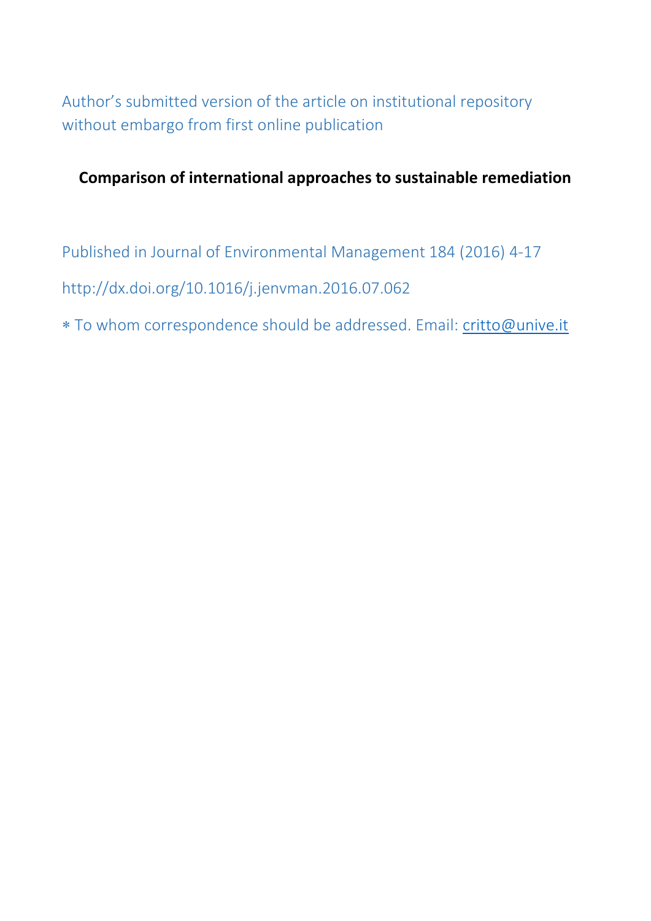Author's submitted version of the article on institutional repository without embargo from first online publication

# Comparison of international approaches to sustainable remediation

Published in Journal of Environmental Management 184 (2016) 4-17

http://dx.doi.org/10.1016/j.jenvman.2016.07.062

∗ To whom correspondence should be addressed. Email: critto@unive.it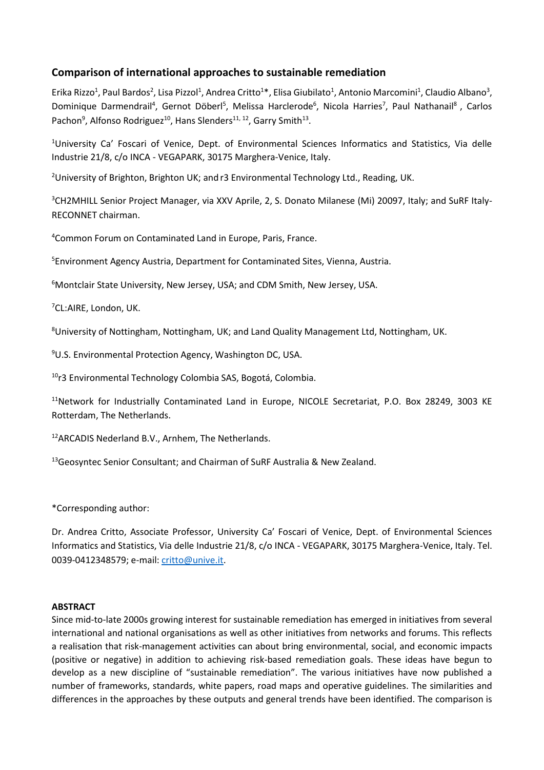## Comparison of international approaches to sustainable remediation

Erika Rizzo[1], Paul Bardos[2], Lisa Pizzol[1], Andrea Critto[1]*, Elisa Giubilato[1], Antonio Marcomini[1], Claudio Albano[3], Dominique Darmendrail[4], Gernot Döberl[5], Melissa Harclerode[6], Nicola Harries[7], Paul Nathanail[8], Carlos Pachon[9], Alfonso Rodriguez[10], Hans Slenders[11, 12], Garry Smith[13].

[1]University Ca' Foscari of Venice, Dept. of Environmental Sciences Informatics and Statistics, Via delle Industrie 21/8, c/o INCA - VEGAPARK, 30175 Marghera-Venice, Italy.

[2]University of Brighton, Brighton UK; and r3 Environmental Technology Ltd., Reading, UK.

[3]CH2MHILL Senior Project Manager, via XXV Aprile, 2, S. Donato Milanese (Mi) 20097, Italy; and SuRF Italy-RECONNET chairman.

[4]Common Forum on Contaminated Land in Europe, Paris, France.

[5]Environment Agency Austria, Department for Contaminated Sites, Vienna, Austria.

[6]Montclair State University, New Jersey, USA; and CDM Smith, New Jersey, USA.

[7]CL:AIRE, London, UK.

[8]University of Nottingham, Nottingham, UK; and Land Quality Management Ltd, Nottingham, UK.

[9]U.S. Environmental Protection Agency, Washington DC, USA.

[10]r3 Environmental Technology Colombia SAS, Bogotá, Colombia.

[11]Network for Industrially Contaminated Land in Europe, NICOLE Secretariat, P.O. Box 28249, 3003 KE Rotterdam, The Netherlands.

[12]ARCADIS Nederland B.V., Arnhem, The Netherlands.

[13]Geosyntec Senior Consultant; and Chairman of SuRF Australia & New Zealand.

*Corresponding author:

Dr. Andrea Critto, Associate Professor, University Ca' Foscari of Venice, Dept. of Environmental Sciences Informatics and Statistics, Via delle Industrie 21/8, c/o INCA - VEGAPARK, 30175 Marghera-Venice, Italy. Tel. 0039-0412348579; e-mail: critto@unive.it.

**ABSTRACT**

Since mid-to-late 2000s growing interest for sustainable remediation has emerged in initiatives from several international and national organisations as well as other initiatives from networks and forums. This reflects a realisation that risk-management activities can about bring environmental, social, and economic impacts (positive or negative) in addition to achieving risk-based remediation goals. These ideas have begun to develop as a new discipline of "sustainable remediation". The various initiatives have now published a number of frameworks, standards, white papers, road maps and operative guidelines. The similarities and differences in the approaches by these outputs and general trends have been identified. The comparison is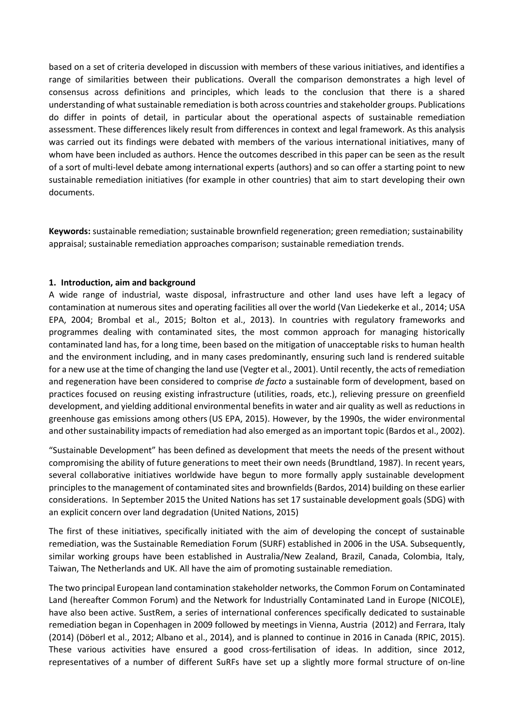based on a set of criteria developed in discussion with members of these various initiatives, and identifies a range of similarities between their publications. Overall the comparison demonstrates a high level of consensus across definitions and principles, which leads to the conclusion that there is a shared understanding of what sustainable remediation is both across countries and stakeholder groups. Publications do differ in points of detail, in particular about the operational aspects of sustainable remediation assessment. These differences likely result from differences in context and legal framework. As this analysis was carried out its findings were debated with members of the various international initiatives, many of whom have been included as authors. Hence the outcomes described in this paper can be seen as the result of a sort of multi-level debate among international experts (authors) and so can offer a starting point to new sustainable remediation initiatives (for example in other countries) that aim to start developing their own documents.

**Keywords:** sustainable remediation; sustainable brownfield regeneration; green remediation; sustainability appraisal; sustainable remediation approaches comparison; sustainable remediation trends.

## 1. Introduction, aim and background

A wide range of industrial, waste disposal, infrastructure and other land uses have left a legacy of contamination at numerous sites and operating facilities all over the world (Van Liedekerke et al., 2014; USA EPA, 2004; Brombal et al., 2015; Bolton et al., 2013). In countries with regulatory frameworks and programmes dealing with contaminated sites, the most common approach for managing historically contaminated land has, for a long time, been based on the mitigation of unacceptable risks to human health and the environment including, and in many cases predominantly, ensuring such land is rendered suitable for a new use at the time of changing the land use (Vegter et al., 2001). Until recently, the acts of remediation and regeneration have been considered to comprise *de facto* a sustainable form of development, based on practices focused on reusing existing infrastructure (utilities, roads, etc.), relieving pressure on greenfield development, and yielding additional environmental benefits in water and air quality as well as reductions in greenhouse gas emissions among others (US EPA, 2015). However, by the 1990s, the wider environmental and other sustainability impacts of remediation had also emerged as an important topic (Bardos et al., 2002).

"Sustainable Development" has been defined as development that meets the needs of the present without compromising the ability of future generations to meet their own needs (Brundtland, 1987). In recent years, several collaborative initiatives worldwide have begun to more formally apply sustainable development principles to the management of contaminated sites and brownfields (Bardos, 2014) building on these earlier considerations. In September 2015 the United Nations has set 17 sustainable development goals (SDG) with an explicit concern over land degradation (United Nations, 2015)

The first of these initiatives, specifically initiated with the aim of developing the concept of sustainable remediation, was the Sustainable Remediation Forum (SURF) established in 2006 in the USA. Subsequently, similar working groups have been established in Australia/New Zealand, Brazil, Canada, Colombia, Italy, Taiwan, The Netherlands and UK. All have the aim of promoting sustainable remediation.

The two principal European land contamination stakeholder networks, the Common Forum on Contaminated Land (hereafter Common Forum) and the Network for Industrially Contaminated Land in Europe (NICOLE), have also been active. SustRem, a series of international conferences specifically dedicated to sustainable remediation began in Copenhagen in 2009 followed by meetings in Vienna, Austria (2012) and Ferrara, Italy (2014) (Döberl et al., 2012; Albano et al., 2014), and is planned to continue in 2016 in Canada (RPIC, 2015). These various activities have ensured a good cross-fertilisation of ideas. In addition, since 2012, representatives of a number of different SuRFs have set up a slightly more formal structure of on-line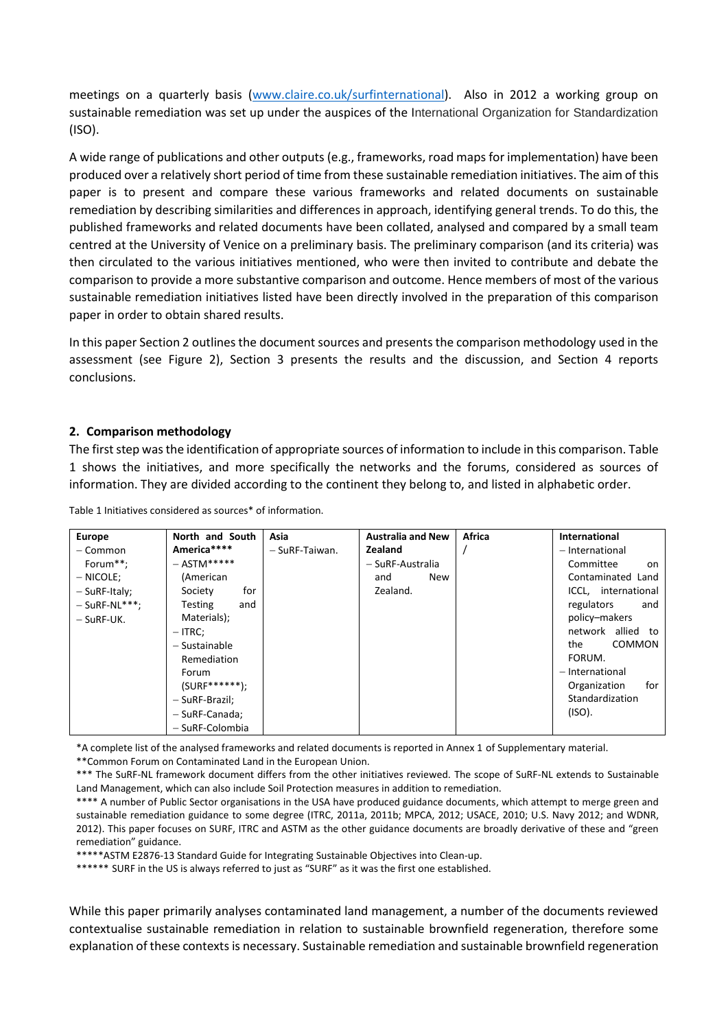meetings on a quarterly basis (www.claire.co.uk/surfinternational). Also in 2012 a working group on sustainable remediation was set up under the auspices of the International Organization for Standardization (ISO).

A wide range of publications and other outputs (e.g., frameworks, road maps for implementation) have been produced over a relatively short period of time from these sustainable remediation initiatives. The aim of this paper is to present and compare these various frameworks and related documents on sustainable remediation by describing similarities and differences in approach, identifying general trends. To do this, the published frameworks and related documents have been collated, analysed and compared by a small team centred at the University of Venice on a preliminary basis. The preliminary comparison (and its criteria) was then circulated to the various initiatives mentioned, who were then invited to contribute and debate the comparison to provide a more substantive comparison and outcome. Hence members of most of the various sustainable remediation initiatives listed have been directly involved in the preparation of this comparison paper in order to obtain shared results.

In this paper Section 2 outlines the document sources and presents the comparison methodology used in the assessment (see Figure 2), Section 3 presents the results and the discussion, and Section 4 reports conclusions.

## 2. Comparison methodology

The first step was the identification of appropriate sources of information to include in this comparison. Table 1 shows the initiatives, and more specifically the networks and the forums, considered as sources of information. They are divided according to the continent they belong to, and listed in alphabetic order.

Table 1 Initiatives considered as sources* of information.

| Europe | North and South America**** | Asia | Australia and New Zealand | Africa | International |
|---|---|---|---|---|---|
| – Common Forum**;<br>– NICOLE;<br>– SuRF-Italy;<br>– SuRF-NL***;<br>– SuRF-UK. | – ASTM***** (American Society for Testing and Materials);<br>– ITRC;<br>– Sustainable Remediation Forum (SURF******);<br>– SuRF-Brazil;<br>– SuRF-Canada;<br>– SuRF-Colombia | – SuRF-Taiwan. | – SuRF-Australia and New Zealand. | / | – International Committee on Contaminated Land ICCL, international regulators and policy–makers network allied to the COMMON FORUM.<br>– International Organization for Standardization (ISO). |

*A complete list of the analysed frameworks and related documents is reported in Annex 1 of Supplementary material.

**Common Forum on Contaminated Land in the European Union.

*** The SuRF-NL framework document differs from the other initiatives reviewed. The scope of SuRF-NL extends to Sustainable Land Management, which can also include Soil Protection measures in addition to remediation.

**** A number of Public Sector organisations in the USA have produced guidance documents, which attempt to merge green and sustainable remediation guidance to some degree (ITRC, 2011a, 2011b; MPCA, 2012; USACE, 2010; U.S. Navy 2012; and WDNR, 2012). This paper focuses on SURF, ITRC and ASTM as the other guidance documents are broadly derivative of these and "green remediation" guidance.

*****ASTM E2876-13 Standard Guide for Integrating Sustainable Objectives into Clean-up.

****** SURF in the US is always referred to just as "SURF" as it was the first one established.

While this paper primarily analyses contaminated land management, a number of the documents reviewed contextualise sustainable remediation in relation to sustainable brownfield regeneration, therefore some explanation of these contexts is necessary. Sustainable remediation and sustainable brownfield regeneration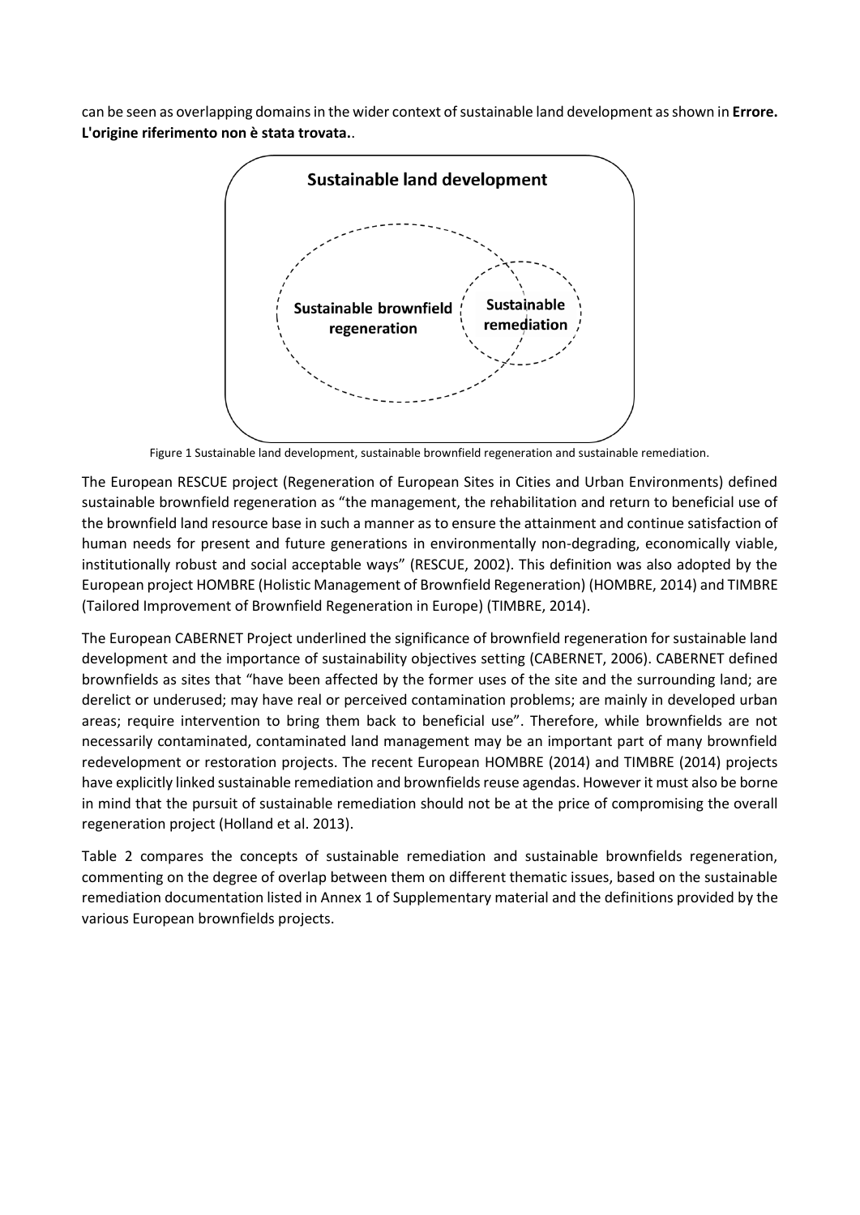can be seen as overlapping domains in the wider context of sustainable land development as shown in **Errore. L'origine riferimento non è stata trovata.**.

Figure 1 Sustainable land development, sustainable brownfield regeneration and sustainable remediation.

The European RESCUE project (Regeneration of European Sites in Cities and Urban Environments) defined sustainable brownfield regeneration as "the management, the rehabilitation and return to beneficial use of the brownfield land resource base in such a manner as to ensure the attainment and continue satisfaction of human needs for present and future generations in environmentally non-degrading, economically viable, institutionally robust and social acceptable ways" (RESCUE, 2002). This definition was also adopted by the European project HOMBRE (Holistic Management of Brownfield Regeneration) (HOMBRE, 2014) and TIMBRE (Tailored Improvement of Brownfield Regeneration in Europe) (TIMBRE, 2014).

The European CABERNET Project underlined the significance of brownfield regeneration for sustainable land development and the importance of sustainability objectives setting (CABERNET, 2006). CABERNET defined brownfields as sites that "have been affected by the former uses of the site and the surrounding land; are derelict or underused; may have real or perceived contamination problems; are mainly in developed urban areas; require intervention to bring them back to beneficial use". Therefore, while brownfields are not necessarily contaminated, contaminated land management may be an important part of many brownfield redevelopment or restoration projects. The recent European HOMBRE (2014) and TIMBRE (2014) projects have explicitly linked sustainable remediation and brownfields reuse agendas. However it must also be borne in mind that the pursuit of sustainable remediation should not be at the price of compromising the overall regeneration project (Holland et al. 2013).

Table 2 compares the concepts of sustainable remediation and sustainable brownfields regeneration, commenting on the degree of overlap between them on different thematic issues, based on the sustainable remediation documentation listed in Annex 1 of Supplementary material and the definitions provided by the various European brownfields projects.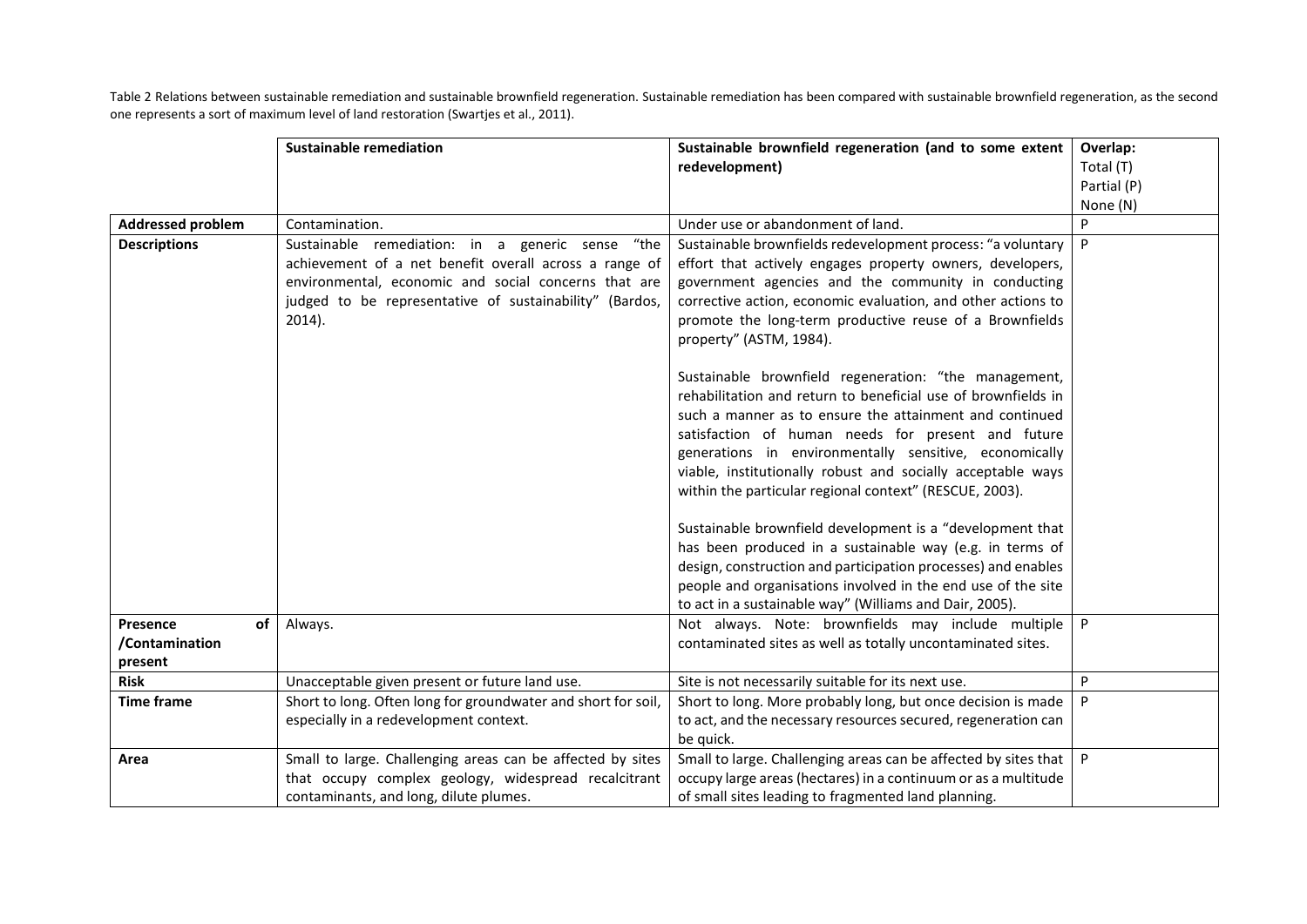Table 2 Relations between sustainable remediation and sustainable brownfield regeneration. Sustainable remediation has been compared with sustainable brownfield regeneration, as the second one represents a sort of maximum level of land restoration (Swartjes et al., 2011).

| | **Sustainable remediation** | **Sustainable brownfield regeneration (and to some extent redevelopment)** | **Overlap:** Total (T) Partial (P) None (N) |
|---|---|---|---|
| **Addressed problem** | Contamination. | Under use or abandonment of land. | P |
| **Descriptions** | Sustainable remediation: in a generic sense "the achievement of a net benefit overall across a range of environmental, economic and social concerns that are judged to be representative of sustainability" (Bardos, 2014). | Sustainable brownfields redevelopment process: "a voluntary effort that actively engages property owners, developers, government agencies and the community in conducting corrective action, economic evaluation, and other actions to promote the long-term productive reuse of a Brownfields property" (ASTM, 1984). <br><br> Sustainable brownfield regeneration: "the management, rehabilitation and return to beneficial use of brownfields in such a manner as to ensure the attainment and continued satisfaction of human needs for present and future generations in environmentally sensitive, economically viable, institutionally robust and socially acceptable ways within the particular regional context" (RESCUE, 2003). <br><br> Sustainable brownfield development is a "development that has been produced in a sustainable way (e.g. in terms of design, construction and participation processes) and enables people and organisations involved in the end use of the site to act in a sustainable way" (Williams and Dair, 2005). | P |
| **Presence of /Contamination present** | Always. | Not always. Note: brownfields may include multiple contaminated sites as well as totally uncontaminated sites. | P |
| **Risk** | Unacceptable given present or future land use. | Site is not necessarily suitable for its next use. | P |
| **Time frame** | Short to long. Often long for groundwater and short for soil, especially in a redevelopment context. | Short to long. More probably long, but once decision is made to act, and the necessary resources secured, regeneration can be quick. | P |
| **Area** | Small to large. Challenging areas can be affected by sites that occupy complex geology, widespread recalcitrant contaminants, and long, dilute plumes. | Small to large. Challenging areas can be affected by sites that occupy large areas (hectares) in a continuum or as a multitude of small sites leading to fragmented land planning. | P |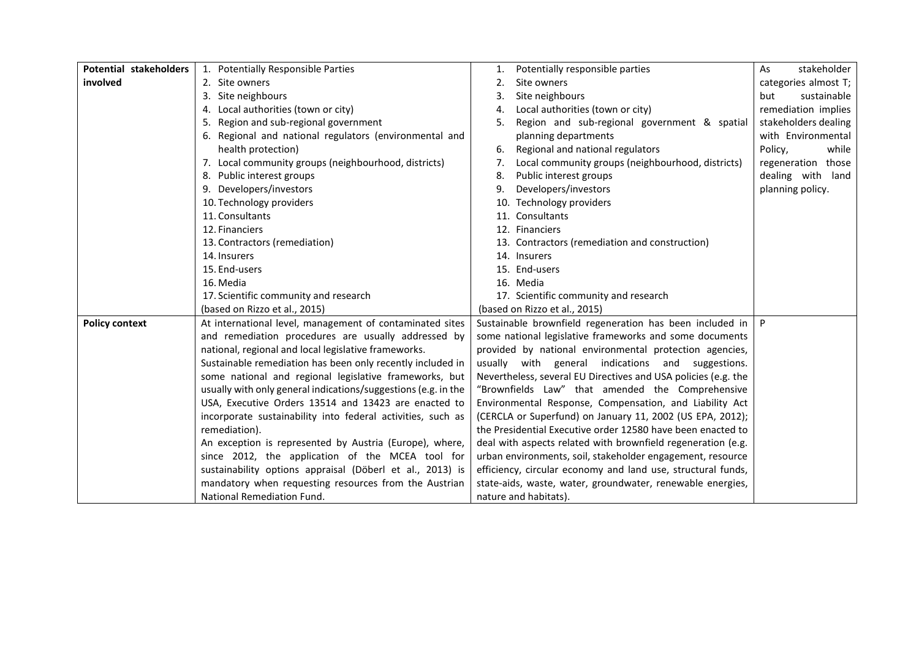| | | | |
|---|---|---|---|
| **Potential stakeholders involved** | 1. Potentially Responsible Parties<br>2. Site owners<br>3. Site neighbours<br>4. Local authorities (town or city)<br>5. Region and sub-regional government<br>6. Regional and national regulators (environmental and health protection)<br>7. Local community groups (neighbourhood, districts)<br>8. Public interest groups<br>9. Developers/investors<br>10. Technology providers<br>11. Consultants<br>12. Financiers<br>13. Contractors (remediation)<br>14. Insurers<br>15. End-users<br>16. Media<br>17. Scientific community and research<br>(based on Rizzo et al., 2015) | 1. Potentially responsible parties<br>2. Site owners<br>3. Site neighbours<br>4. Local authorities (town or city)<br>5. Region and sub-regional government & spatial planning departments<br>6. Regional and national regulators<br>7. Local community groups (neighbourhood, districts)<br>8. Public interest groups<br>9. Developers/investors<br>10. Technology providers<br>11. Consultants<br>12. Financiers<br>13. Contractors (remediation and construction)<br>14. Insurers<br>15. End-users<br>16. Media<br>17. Scientific community and research<br>(based on Rizzo et al., 2015) | As stakeholder categories almost T; but sustainable remediation implies stakeholders dealing with Environmental Policy, while regeneration those dealing with land planning policy. |
| **Policy context** | At international level, management of contaminated sites and remediation procedures are usually addressed by national, regional and local legislative frameworks.<br>Sustainable remediation has been only recently included in some national and regional legislative frameworks, but usually with only general indications/suggestions (e.g. in the USA, Executive Orders 13514 and 13423 are enacted to incorporate sustainability into federal activities, such as remediation).<br>An exception is represented by Austria (Europe), where, since 2012, the application of the MCEA tool for sustainability options appraisal (Döberl et al., 2013) is mandatory when requesting resources from the Austrian National Remediation Fund. | Sustainable brownfield regeneration has been included in some national legislative frameworks and some documents provided by national environmental protection agencies, usually with general indications and suggestions. Nevertheless, several EU Directives and USA policies (e.g. the "Brownfields Law" that amended the Comprehensive Environmental Response, Compensation, and Liability Act (CERCLA or Superfund) on January 11, 2002 (US EPA, 2012); the Presidential Executive order 12580 have been enacted to deal with aspects related with brownfield regeneration (e.g. urban environments, soil, stakeholder engagement, resource efficiency, circular economy and land use, structural funds, state-aids, waste, water, groundwater, renewable energies, nature and habitats). | P |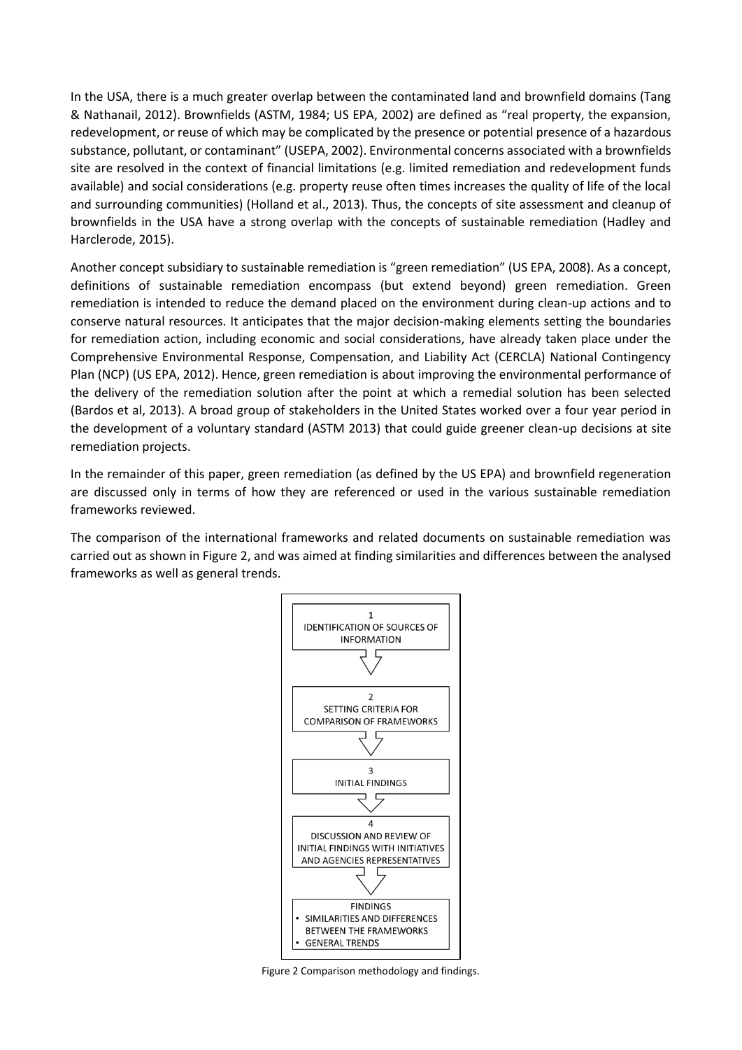In the USA, there is a much greater overlap between the contaminated land and brownfield domains (Tang & Nathanail, 2012). Brownfields (ASTM, 1984; US EPA, 2002) are defined as "real property, the expansion, redevelopment, or reuse of which may be complicated by the presence or potential presence of a hazardous substance, pollutant, or contaminant" (USEPA, 2002). Environmental concerns associated with a brownfields site are resolved in the context of financial limitations (e.g. limited remediation and redevelopment funds available) and social considerations (e.g. property reuse often times increases the quality of life of the local and surrounding communities) (Holland et al., 2013). Thus, the concepts of site assessment and cleanup of brownfields in the USA have a strong overlap with the concepts of sustainable remediation (Hadley and Harclerode, 2015).

Another concept subsidiary to sustainable remediation is "green remediation" (US EPA, 2008). As a concept, definitions of sustainable remediation encompass (but extend beyond) green remediation. Green remediation is intended to reduce the demand placed on the environment during clean-up actions and to conserve natural resources. It anticipates that the major decision-making elements setting the boundaries for remediation action, including economic and social considerations, have already taken place under the Comprehensive Environmental Response, Compensation, and Liability Act (CERCLA) National Contingency Plan (NCP) (US EPA, 2012). Hence, green remediation is about improving the environmental performance of the delivery of the remediation solution after the point at which a remedial solution has been selected (Bardos et al, 2013). A broad group of stakeholders in the United States worked over a four year period in the development of a voluntary standard (ASTM 2013) that could guide greener clean-up decisions at site remediation projects.

In the remainder of this paper, green remediation (as defined by the US EPA) and brownfield regeneration are discussed only in terms of how they are referenced or used in the various sustainable remediation frameworks reviewed.

The comparison of the international frameworks and related documents on sustainable remediation was carried out as shown in Figure 2, and was aimed at finding similarities and differences between the analysed frameworks as well as general trends.

1 IDENTIFICATION OF SOURCES OF INFORMATION

2 SETTING CRITERIA FOR COMPARISON OF FRAMEWORKS

3 INITIAL FINDINGS

4 DISCUSSION AND REVIEW OF INITIAL FINDINGS WITH INITIATIVES AND AGENCIES REPRESENTATIVES

FINDINGS
- SIMILARITIES AND DIFFERENCES BETWEEN THE FRAMEWORKS
- GENERAL TRENDS

Figure 2 Comparison methodology and findings.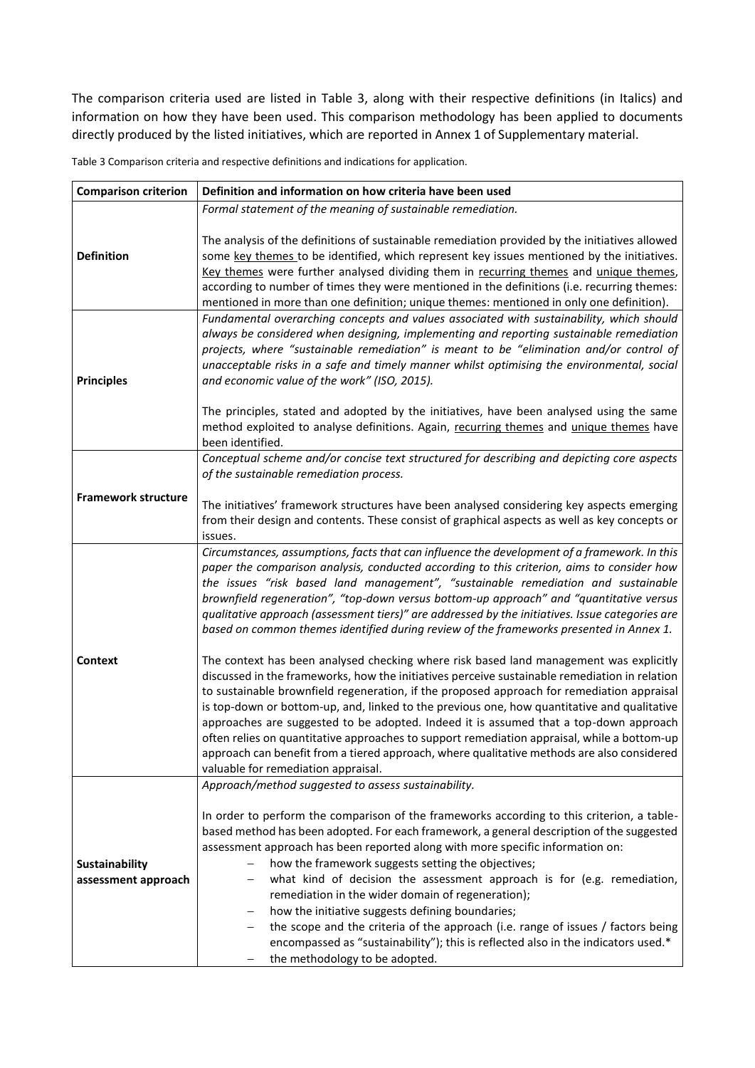The comparison criteria used are listed in Table 3, along with their respective definitions (in Italics) and information on how they have been used. This comparison methodology has been applied to documents directly produced by the listed initiatives, which are reported in Annex 1 of Supplementary material.

Table 3 Comparison criteria and respective definitions and indications for application.

| Comparison criterion | Definition and information on how criteria have been used |
|---|---|
| **Definition** | *Formal statement of the meaning of sustainable remediation.*<br><br>The analysis of the definitions of sustainable remediation provided by the initiatives allowed some key themes to be identified, which represent key issues mentioned by the initiatives. Key themes were further analysed dividing them in recurring themes and unique themes, according to number of times they were mentioned in the definitions (i.e. recurring themes: mentioned in more than one definition; unique themes: mentioned in only one definition). |
| **Principles** | *Fundamental overarching concepts and values associated with sustainability, which should always be considered when designing, implementing and reporting sustainable remediation projects, where "sustainable remediation" is meant to be "elimination and/or control of unacceptable risks in a safe and timely manner whilst optimising the environmental, social and economic value of the work" (ISO, 2015).*<br><br>The principles, stated and adopted by the initiatives, have been analysed using the same method exploited to analyse definitions. Again, recurring themes and unique themes have been identified. |
| **Framework structure** | *Conceptual scheme and/or concise text structured for describing and depicting core aspects of the sustainable remediation process.*<br><br>The initiatives' framework structures have been analysed considering key aspects emerging from their design and contents. These consist of graphical aspects as well as key concepts or issues. |
| **Context** | *Circumstances, assumptions, facts that can influence the development of a framework. In this paper the comparison analysis, conducted according to this criterion, aims to consider how the issues "risk based land management", "sustainable remediation and sustainable brownfield regeneration", "top-down versus bottom-up approach" and "quantitative versus qualitative approach (assessment tiers)" are addressed by the initiatives. Issue categories are based on common themes identified during review of the frameworks presented in Annex 1.*<br><br>The context has been analysed checking where risk based land management was explicitly discussed in the frameworks, how the initiatives perceive sustainable remediation in relation to sustainable brownfield regeneration, if the proposed approach for remediation appraisal is top-down or bottom-up, and, linked to the previous one, how quantitative and qualitative approaches are suggested to be adopted. Indeed it is assumed that a top-down approach often relies on quantitative approaches to support remediation appraisal, while a bottom-up approach can benefit from a tiered approach, where qualitative methods are also considered valuable for remediation appraisal. |
| **Sustainability assessment approach** | *Approach/method suggested to assess sustainability.*<br><br>In order to perform the comparison of the frameworks according to this criterion, a table-based method has been adopted. For each framework, a general description of the suggested assessment approach has been reported along with more specific information on:<br>– how the framework suggests setting the objectives;<br>– what kind of decision the assessment approach is for (e.g. remediation, remediation in the wider domain of regeneration);<br>– how the initiative suggests defining boundaries;<br>– the scope and the criteria of the approach (i.e. range of issues / factors being encompassed as "sustainability"); this is reflected also in the indicators used.*<br>– the methodology to be adopted. |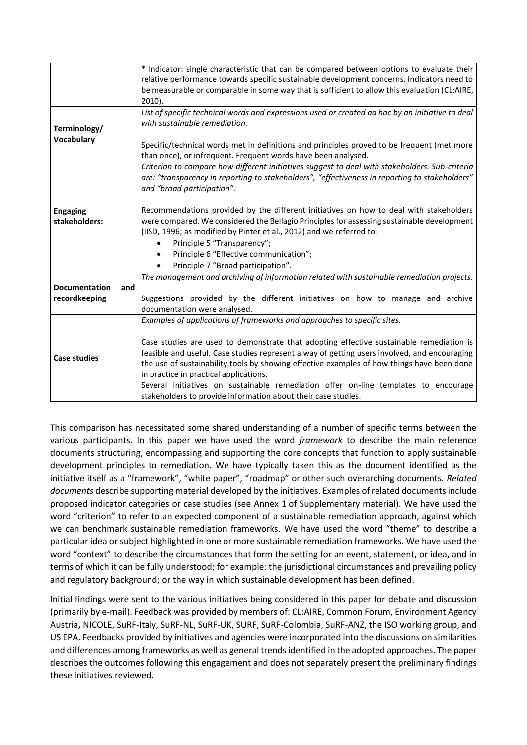| | |
|---|---|
| | * Indicator: single characteristic that can be compared between options to evaluate their relative performance towards specific sustainable development concerns. Indicators need to be measurable or comparable in some way that is sufficient to allow this evaluation (CL:AIRE, 2010). |
| **Terminology/ Vocabulary** | *List of specific technical words and expressions used or created ad hoc by an initiative to deal with sustainable remediation.*<br><br>Specific/technical words met in definitions and principles proved to be frequent (met more than once), or infrequent. Frequent words have been analysed. |
| **Engaging stakeholders:** | *Criterion to compare how different initiatives suggest to deal with stakeholders. Sub-criteria are: "transparency in reporting to stakeholders", "effectiveness in reporting to stakeholders" and "broad participation".*<br><br>Recommendations provided by the different initiatives on how to deal with stakeholders were compared. We considered the Bellagio Principles for assessing sustainable development (IISD, 1996; as modified by Pinter et al., 2012) and we referred to:<br>• Principle 5 "Transparency";<br>• Principle 6 "Effective communication";<br>• Principle 7 "Broad participation". |
| **Documentation and recordkeeping** | *The management and archiving of information related with sustainable remediation projects.*<br><br>Suggestions provided by the different initiatives on how to manage and archive documentation were analysed. |
| **Case studies** | *Examples of applications of frameworks and approaches to specific sites.*<br><br>Case studies are used to demonstrate that adopting effective sustainable remediation is feasible and useful. Case studies represent a way of getting users involved, and encouraging the use of sustainability tools by showing effective examples of how things have been done in practice in practical applications.<br>Several initiatives on sustainable remediation offer on-line templates to encourage stakeholders to provide information about their case studies. |

This comparison has necessitated some shared understanding of a number of specific terms between the various participants. In this paper we have used the word *framework* to describe the main reference documents structuring, encompassing and supporting the core concepts that function to apply sustainable development principles to remediation. We have typically taken this as the document identified as the initiative itself as a "framework", "white paper", "roadmap" or other such overarching documents. *Related documents* describe supporting material developed by the initiatives. Examples of related documents include proposed indicator categories or case studies (see Annex 1 of Supplementary material). We have used the word "criterion" to refer to an expected component of a sustainable remediation approach, against which we can benchmark sustainable remediation frameworks. We have used the word "theme" to describe a particular idea or subject highlighted in one or more sustainable remediation frameworks. We have used the word "context" to describe the circumstances that form the setting for an event, statement, or idea, and in terms of which it can be fully understood; for example: the jurisdictional circumstances and prevailing policy and regulatory background; or the way in which sustainable development has been defined.

Initial findings were sent to the various initiatives being considered in this paper for debate and discussion (primarily by e-mail). Feedback was provided by members of: CL:AIRE, Common Forum, Environment Agency Austria**,** NICOLE, SuRF-Italy, SuRF-NL, SuRF-UK, SURF, SuRF-Colombia, SuRF-ANZ, the ISO working group, and US EPA. Feedbacks provided by initiatives and agencies were incorporated into the discussions on similarities and differences among frameworks as well as general trends identified in the adopted approaches. The paper describes the outcomes following this engagement and does not separately present the preliminary findings these initiatives reviewed.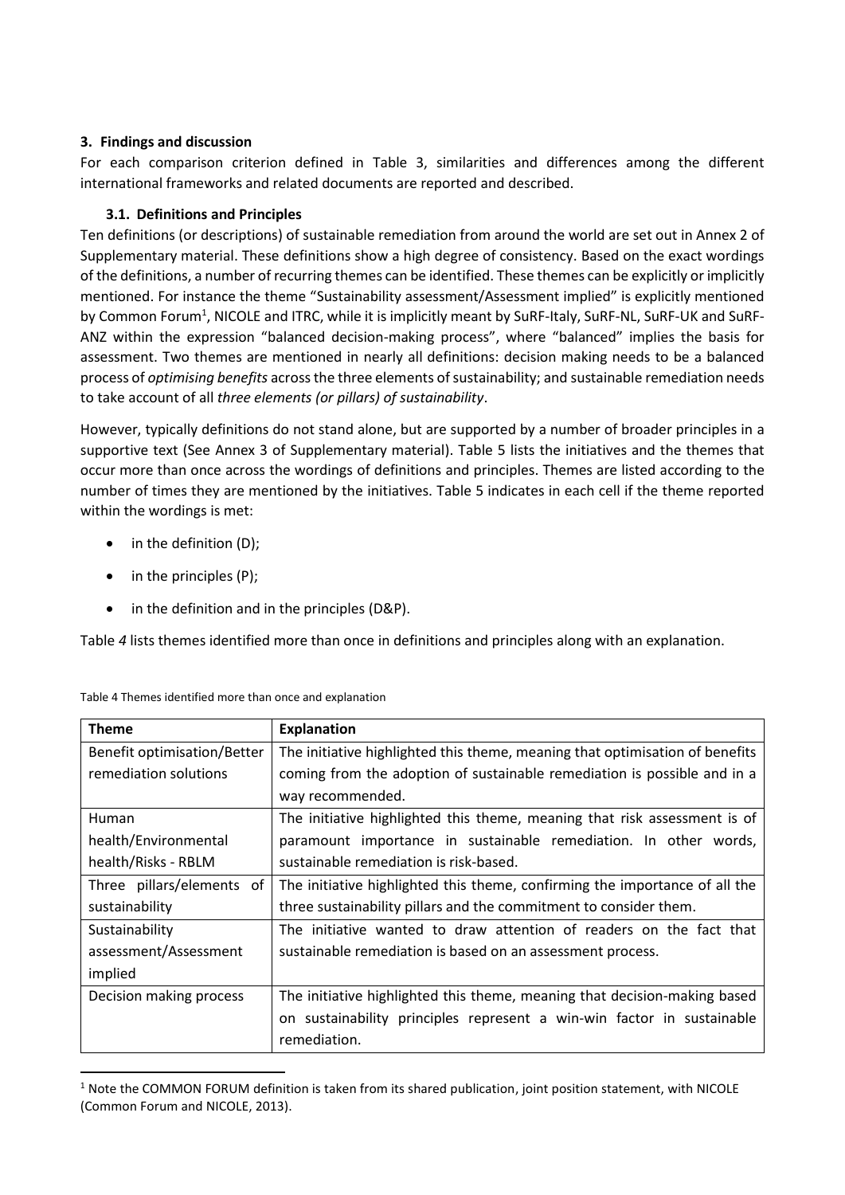## 3. Findings and discussion

For each comparison criterion defined in Table 3, similarities and differences among the different international frameworks and related documents are reported and described.

### 3.1. Definitions and Principles

Ten definitions (or descriptions) of sustainable remediation from around the world are set out in Annex 2 of Supplementary material. These definitions show a high degree of consistency. Based on the exact wordings of the definitions, a number of recurring themes can be identified. These themes can be explicitly or implicitly mentioned. For instance the theme "Sustainability assessment/Assessment implied" is explicitly mentioned by Common Forum[1], NICOLE and ITRC, while it is implicitly meant by SuRF-Italy, SuRF-NL, SuRF-UK and SuRF-ANZ within the expression "balanced decision-making process", where "balanced" implies the basis for assessment. Two themes are mentioned in nearly all definitions: decision making needs to be a balanced process of *optimising benefits* across the three elements of sustainability; and sustainable remediation needs to take account of all *three elements (or pillars) of sustainability*.

However, typically definitions do not stand alone, but are supported by a number of broader principles in a supportive text (See Annex 3 of Supplementary material). Table 5 lists the initiatives and the themes that occur more than once across the wordings of definitions and principles. Themes are listed according to the number of times they are mentioned by the initiatives. Table 5 indicates in each cell if the theme reported within the wordings is met:

- in the definition (D);
- in the principles (P);
- in the definition and in the principles (D&P).

Table *4* lists themes identified more than once in definitions and principles along with an explanation.

Table 4 Themes identified more than once and explanation

| Theme | Explanation |
| --- | --- |
| Benefit optimisation/Better remediation solutions | The initiative highlighted this theme, meaning that optimisation of benefits coming from the adoption of sustainable remediation is possible and in a way recommended. |
| Human health/Environmental health/Risks - RBLM | The initiative highlighted this theme, meaning that risk assessment is of paramount importance in sustainable remediation. In other words, sustainable remediation is risk-based. |
| Three pillars/elements of sustainability | The initiative highlighted this theme, confirming the importance of all the three sustainability pillars and the commitment to consider them. |
| Sustainability assessment/Assessment implied | The initiative wanted to draw attention of readers on the fact that sustainable remediation is based on an assessment process. |
| Decision making process | The initiative highlighted this theme, meaning that decision-making based on sustainability principles represent a win-win factor in sustainable remediation. |

[1] Note the COMMON FORUM definition is taken from its shared publication, joint position statement, with NICOLE (Common Forum and NICOLE, 2013).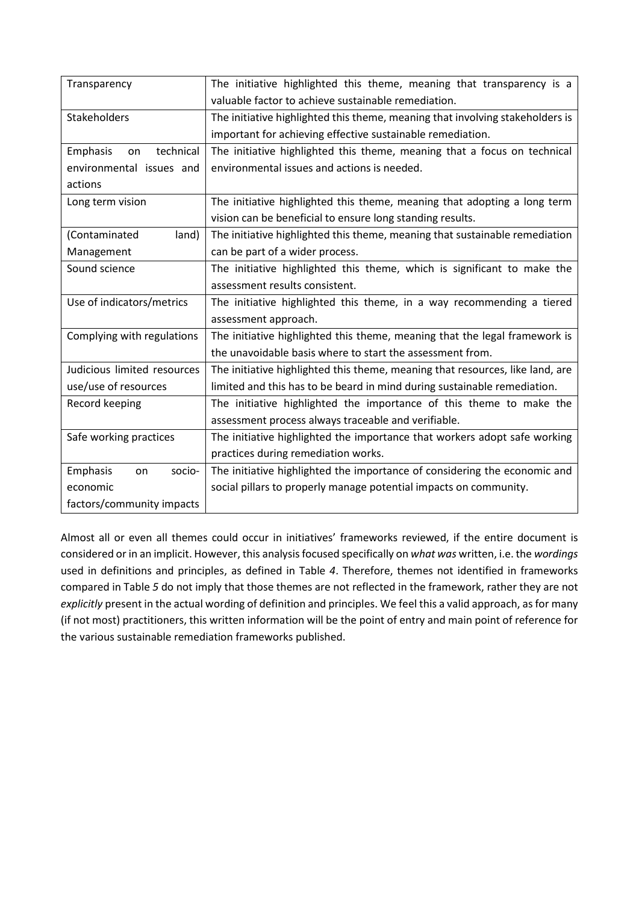| | |
|---|---|
| Transparency | The initiative highlighted this theme, meaning that transparency is a valuable factor to achieve sustainable remediation. |
| Stakeholders | The initiative highlighted this theme, meaning that involving stakeholders is important for achieving effective sustainable remediation. |
| Emphasis on technical environmental issues and actions | The initiative highlighted this theme, meaning that a focus on technical environmental issues and actions is needed. |
| Long term vision | The initiative highlighted this theme, meaning that adopting a long term vision can be beneficial to ensure long standing results. |
| (Contaminated land) Management | The initiative highlighted this theme, meaning that sustainable remediation can be part of a wider process. |
| Sound science | The initiative highlighted this theme, which is significant to make the assessment results consistent. |
| Use of indicators/metrics | The initiative highlighted this theme, in a way recommending a tiered assessment approach. |
| Complying with regulations | The initiative highlighted this theme, meaning that the legal framework is the unavoidable basis where to start the assessment from. |
| Judicious limited resources use/use of resources | The initiative highlighted this theme, meaning that resources, like land, are limited and this has to be beard in mind during sustainable remediation. |
| Record keeping | The initiative highlighted the importance of this theme to make the assessment process always traceable and verifiable. |
| Safe working practices | The initiative highlighted the importance that workers adopt safe working practices during remediation works. |
| Emphasis on socio-economic factors/community impacts | The initiative highlighted the importance of considering the economic and social pillars to properly manage potential impacts on community. |

Almost all or even all themes could occur in initiatives' frameworks reviewed, if the entire document is considered or in an implicit. However, this analysis focused specifically on *what was* written, i.e. the *wordings* used in definitions and principles, as defined in Table *4*. Therefore, themes not identified in frameworks compared in Table *5* do not imply that those themes are not reflected in the framework, rather they are not *explicitly* present in the actual wording of definition and principles. We feel this a valid approach, as for many (if not most) practitioners, this written information will be the point of entry and main point of reference for the various sustainable remediation frameworks published.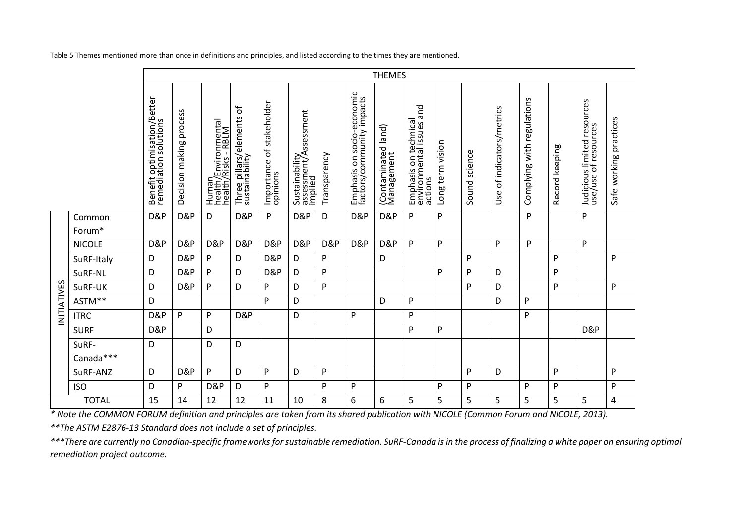Table 5 Themes mentioned more than once in definitions and principles, and listed according to the times they are mentioned.

| | | THEMES | | | | | | | | | | | | | | | | |
|---|---|---|---|---|---|---|---|---|---|---|---|---|---|---|---|---|---|---|
| | | Benefit optimisation/Better remediation solutions | Decision making process | Human health/Environmental health/Risks - RBLM | Three pillars/elements of sustainability | Importance of stakeholder opinions | Sustainability assessment/Assessment implied | Transparency | Emphasis on socio-economic factors/community impacts | (Contaminated land) Management | Emphasis on technical environmental issues and actions | Long term vision | Sound science | Use of indicators/metrics | Complying with regulations | Record keeping | Judicious limited resources use/use of resources | Safe working practices |
| INITIATIVES | Common Forum* | D&P | D&P | D | D&P | P | D&P | D | D&P | D&P | P | P | | | P | | P | |
| | NICOLE | D&P | D&P | D&P | D&P | D&P | D&P | D&P | D&P | D&P | P | P | | P | P | | P | |
| | SuRF-Italy | D | D&P | P | D | D&P | D | P | | D | | | P | | | P | | P |
| | SuRF-NL | D | D&P | P | D | D&P | D | P | | | | P | P | D | | P | | |
| | SuRF-UK | D | D&P | P | D | P | D | P | | | | | P | D | | P | | P |
| | ASTM** | D | | | | P | D | | | D | P | | | D | P | | | |
| | ITRC | D&P | P | P | D&P | | D | | P | | P | | | | P | | | |
| | SURF | D&P | | D | | | | | | | P | P | | | | | D&P | |
| | SuRF-Canada*** | D | | D | D | | | | | | | | | | | | | |
| | SuRF-ANZ | D | D&P | P | D | P | D | P | | | | | P | D | | P | | P |
| | ISO | D | P | D&P | D | P | | P | P | | | P | P | | P | P | | P |
| TOTAL | | 15 | 14 | 12 | 12 | 11 | 10 | 8 | 6 | 6 | 5 | 5 | 5 | 5 | 5 | 5 | 5 | 4 |

*\* Note the COMMON FORUM definition and principles are taken from its shared publication with NICOLE (Common Forum and NICOLE, 2013).*

*\*\*The ASTM E2876-13 Standard does not include a set of principles.*

*\*\*\*There are currently no Canadian-specific frameworks for sustainable remediation. SuRF-Canada is in the process of finalizing a white paper on ensuring optimal remediation project outcome.*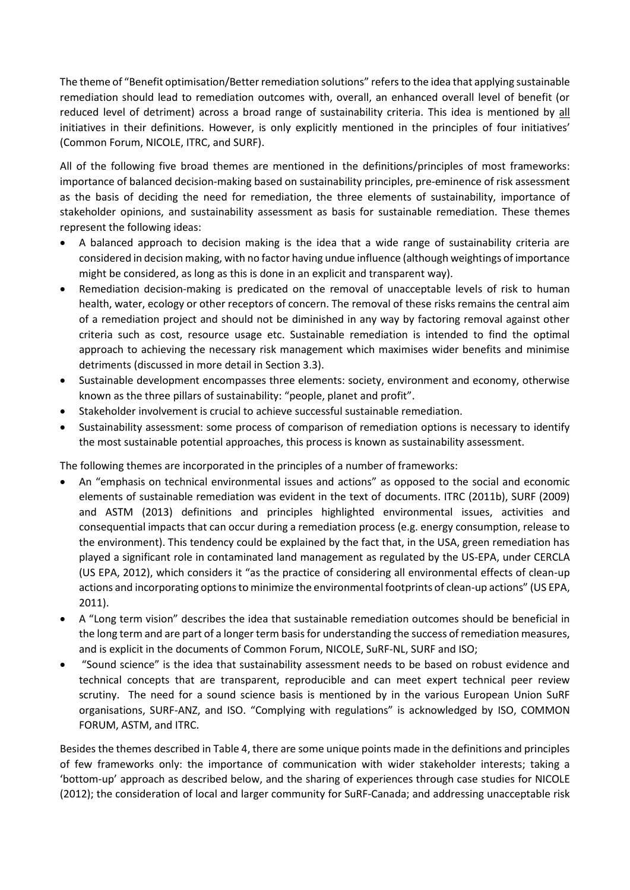The theme of "Benefit optimisation/Better remediation solutions" refers to the idea that applying sustainable remediation should lead to remediation outcomes with, overall, an enhanced overall level of benefit (or reduced level of detriment) across a broad range of sustainability criteria. This idea is mentioned by all initiatives in their definitions. However, is only explicitly mentioned in the principles of four initiatives' (Common Forum, NICOLE, ITRC, and SURF).

All of the following five broad themes are mentioned in the definitions/principles of most frameworks: importance of balanced decision-making based on sustainability principles, pre-eminence of risk assessment as the basis of deciding the need for remediation, the three elements of sustainability, importance of stakeholder opinions, and sustainability assessment as basis for sustainable remediation. These themes represent the following ideas:

- A balanced approach to decision making is the idea that a wide range of sustainability criteria are considered in decision making, with no factor having undue influence (although weightings of importance might be considered, as long as this is done in an explicit and transparent way).
- Remediation decision-making is predicated on the removal of unacceptable levels of risk to human health, water, ecology or other receptors of concern. The removal of these risks remains the central aim of a remediation project and should not be diminished in any way by factoring removal against other criteria such as cost, resource usage etc. Sustainable remediation is intended to find the optimal approach to achieving the necessary risk management which maximises wider benefits and minimise detriments (discussed in more detail in Section 3.3).
- Sustainable development encompasses three elements: society, environment and economy, otherwise known as the three pillars of sustainability: "people, planet and profit".
- Stakeholder involvement is crucial to achieve successful sustainable remediation.
- Sustainability assessment: some process of comparison of remediation options is necessary to identify the most sustainable potential approaches, this process is known as sustainability assessment.

The following themes are incorporated in the principles of a number of frameworks:

- An "emphasis on technical environmental issues and actions" as opposed to the social and economic elements of sustainable remediation was evident in the text of documents. ITRC (2011b), SURF (2009) and ASTM (2013) definitions and principles highlighted environmental issues, activities and consequential impacts that can occur during a remediation process (e.g. energy consumption, release to the environment). This tendency could be explained by the fact that, in the USA, green remediation has played a significant role in contaminated land management as regulated by the US-EPA, under CERCLA (US EPA, 2012), which considers it "as the practice of considering all environmental effects of clean-up actions and incorporating options to minimize the environmental footprints of clean-up actions" (US EPA, 2011).
- A "Long term vision" describes the idea that sustainable remediation outcomes should be beneficial in the long term and are part of a longer term basis for understanding the success of remediation measures, and is explicit in the documents of Common Forum, NICOLE, SuRF-NL, SURF and ISO;
- "Sound science" is the idea that sustainability assessment needs to be based on robust evidence and technical concepts that are transparent, reproducible and can meet expert technical peer review scrutiny. The need for a sound science basis is mentioned by in the various European Union SuRF organisations, SURF-ANZ, and ISO. "Complying with regulations" is acknowledged by ISO, COMMON FORUM, ASTM, and ITRC.

Besides the themes described in Table 4, there are some unique points made in the definitions and principles of few frameworks only: the importance of communication with wider stakeholder interests; taking a 'bottom-up' approach as described below, and the sharing of experiences through case studies for NICOLE (2012); the consideration of local and larger community for SuRF-Canada; and addressing unacceptable risk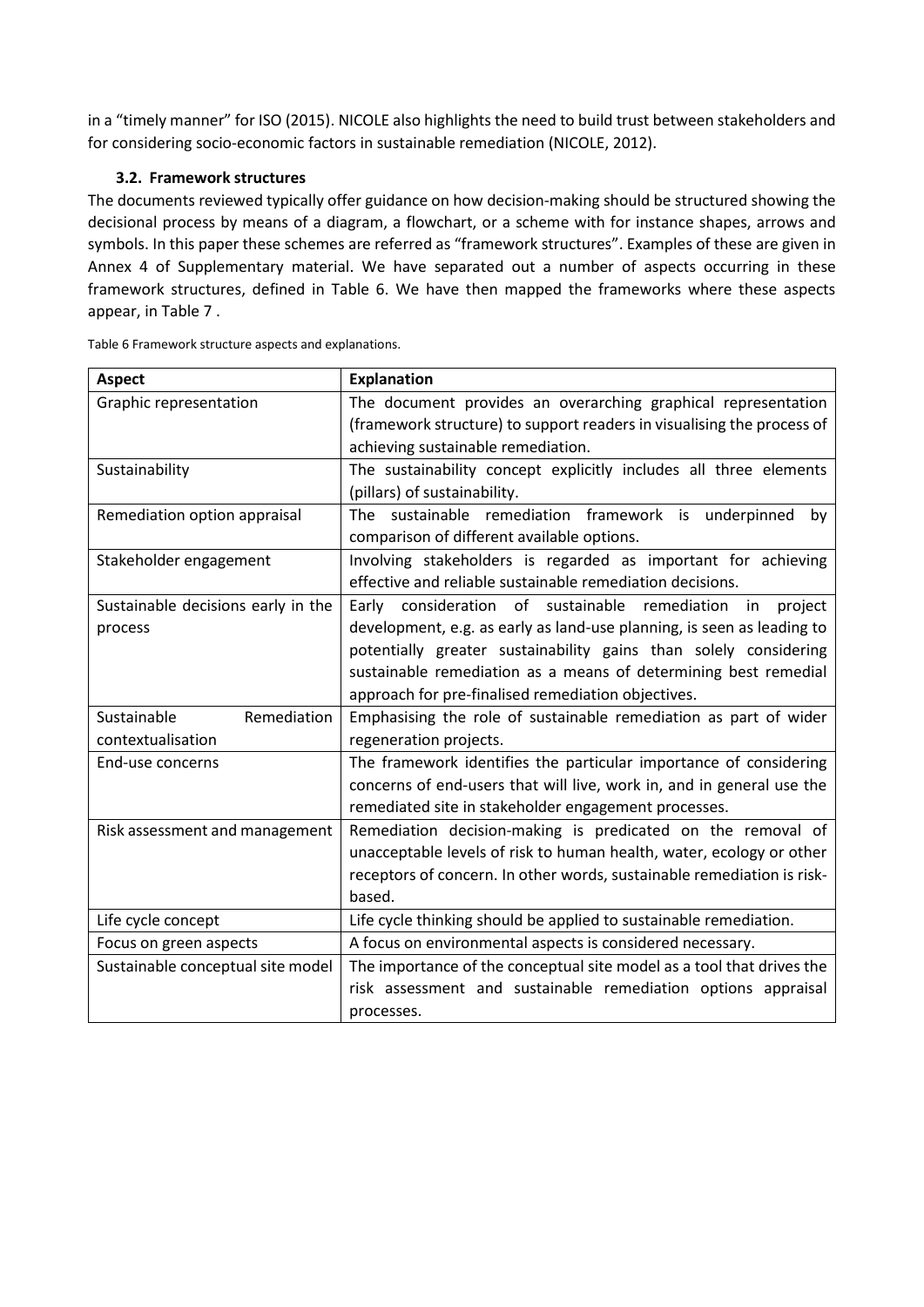in a "timely manner" for ISO (2015). NICOLE also highlights the need to build trust between stakeholders and for considering socio-economic factors in sustainable remediation (NICOLE, 2012).

### 3.2. Framework structures

The documents reviewed typically offer guidance on how decision-making should be structured showing the decisional process by means of a diagram, a flowchart, or a scheme with for instance shapes, arrows and symbols. In this paper these schemes are referred as "framework structures". Examples of these are given in Annex 4 of Supplementary material. We have separated out a number of aspects occurring in these framework structures, defined in Table 6. We have then mapped the frameworks where these aspects appear, in Table 7 .

Table 6 Framework structure aspects and explanations.

| Aspect | Explanation |
| --- | --- |
| Graphic representation | The document provides an overarching graphical representation (framework structure) to support readers in visualising the process of achieving sustainable remediation. |
| Sustainability | The sustainability concept explicitly includes all three elements (pillars) of sustainability. |
| Remediation option appraisal | The sustainable remediation framework is underpinned by comparison of different available options. |
| Stakeholder engagement | Involving stakeholders is regarded as important for achieving effective and reliable sustainable remediation decisions. |
| Sustainable decisions early in the process | Early consideration of sustainable remediation in project development, e.g. as early as land-use planning, is seen as leading to potentially greater sustainability gains than solely considering sustainable remediation as a means of determining best remedial approach for pre-finalised remediation objectives. |
| Sustainable Remediation contextualisation | Emphasising the role of sustainable remediation as part of wider regeneration projects. |
| End-use concerns | The framework identifies the particular importance of considering concerns of end-users that will live, work in, and in general use the remediated site in stakeholder engagement processes. |
| Risk assessment and management | Remediation decision-making is predicated on the removal of unacceptable levels of risk to human health, water, ecology or other receptors of concern. In other words, sustainable remediation is risk-based. |
| Life cycle concept | Life cycle thinking should be applied to sustainable remediation. |
| Focus on green aspects | A focus on environmental aspects is considered necessary. |
| Sustainable conceptual site model | The importance of the conceptual site model as a tool that drives the risk assessment and sustainable remediation options appraisal processes. |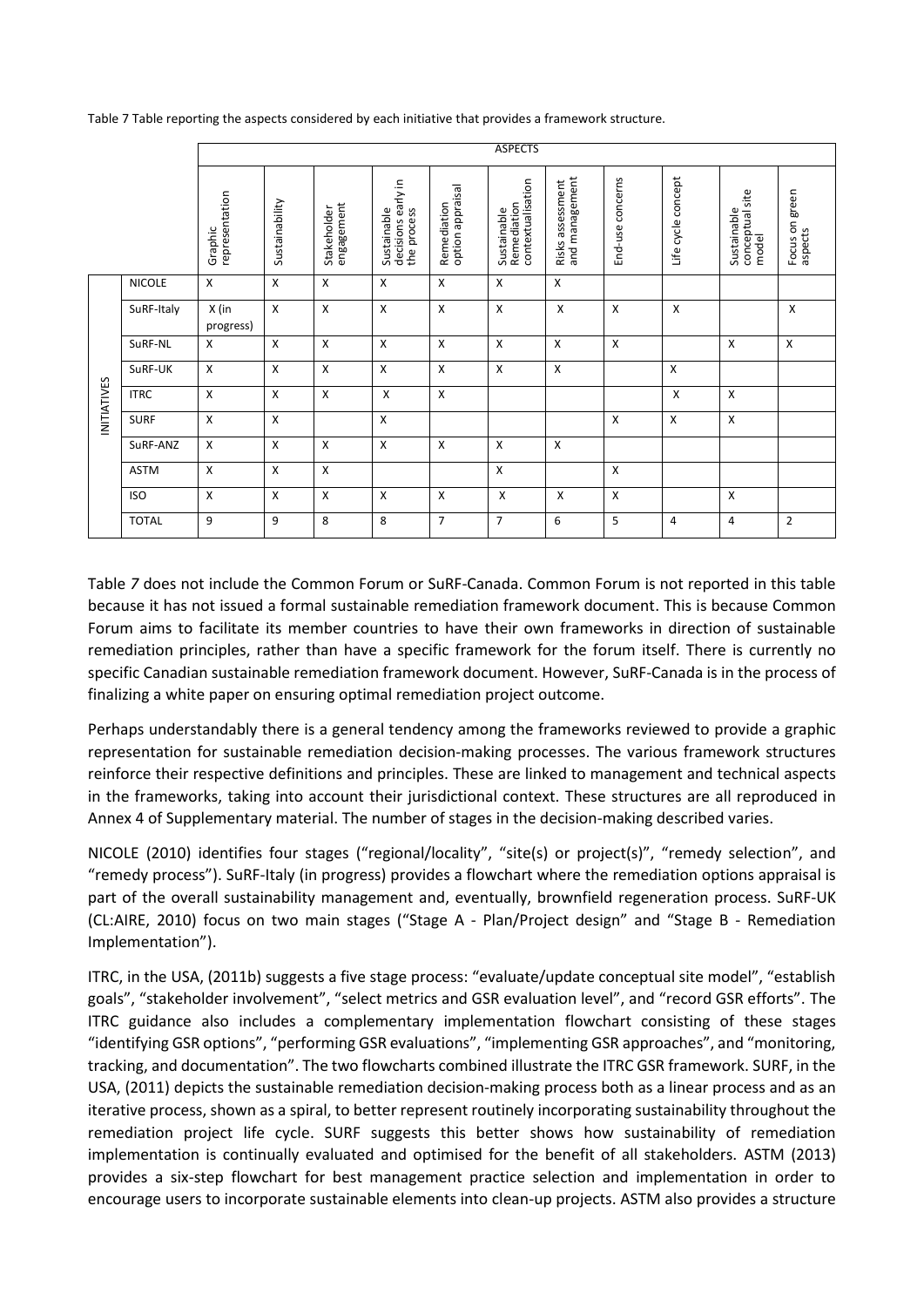Table 7 Table reporting the aspects considered by each initiative that provides a framework structure.

| | | ASPECTS | | | | | | | | | | |
|---|---|---|---|---|---|---|---|---|---|---|---|---|
| | | Graphic representation | Sustainability | Stakeholder engagement | Sustainable decisions early in the process | Remediation option appraisal | Sustainable Remediation contextualisation | Risks assessment and management | End-use concerns | Life cycle concept | Sustainable conceptual site model | Focus on green aspects |
| INITIATIVES | NICOLE | X | X | X | X | X | X | X | | | | |
| | SuRF-Italy | X (in progress) | X | X | X | X | X | X | X | X | | X |
| | SuRF-NL | X | X | X | X | X | X | X | X | | X | X |
| | SuRF-UK | X | X | X | X | X | X | X | | X | | |
| | ITRC | X | X | X | X | X | | | | X | X | |
| | SURF | X | X | | X | | | | X | X | X | |
| | SuRF-ANZ | X | X | X | X | X | X | X | | | | |
| | ASTM | X | X | X | | | X | | X | | | |
| | ISO | X | X | X | X | X | X | X | X | | X | |
| | TOTAL | 9 | 9 | 8 | 8 | 7 | 7 | 6 | 5 | 4 | 4 | 2 |

Table 7 does not include the Common Forum or SuRF-Canada. Common Forum is not reported in this table because it has not issued a formal sustainable remediation framework document. This is because Common Forum aims to facilitate its member countries to have their own frameworks in direction of sustainable remediation principles, rather than have a specific framework for the forum itself. There is currently no specific Canadian sustainable remediation framework document. However, SuRF-Canada is in the process of finalizing a white paper on ensuring optimal remediation project outcome.

Perhaps understandably there is a general tendency among the frameworks reviewed to provide a graphic representation for sustainable remediation decision-making processes. The various framework structures reinforce their respective definitions and principles. These are linked to management and technical aspects in the frameworks, taking into account their jurisdictional context. These structures are all reproduced in Annex 4 of Supplementary material. The number of stages in the decision-making described varies.

NICOLE (2010) identifies four stages ("regional/locality", "site(s) or project(s)", "remedy selection", and "remedy process"). SuRF-Italy (in progress) provides a flowchart where the remediation options appraisal is part of the overall sustainability management and, eventually, brownfield regeneration process. SuRF-UK (CL:AIRE, 2010) focus on two main stages ("Stage A - Plan/Project design" and "Stage B - Remediation Implementation").

ITRC, in the USA, (2011b) suggests a five stage process: "evaluate/update conceptual site model", "establish goals", "stakeholder involvement", "select metrics and GSR evaluation level", and "record GSR efforts". The ITRC guidance also includes a complementary implementation flowchart consisting of these stages "identifying GSR options", "performing GSR evaluations", "implementing GSR approaches", and "monitoring, tracking, and documentation". The two flowcharts combined illustrate the ITRC GSR framework. SURF, in the USA, (2011) depicts the sustainable remediation decision-making process both as a linear process and as an iterative process, shown as a spiral, to better represent routinely incorporating sustainability throughout the remediation project life cycle. SURF suggests this better shows how sustainability of remediation implementation is continually evaluated and optimised for the benefit of all stakeholders. ASTM (2013) provides a six-step flowchart for best management practice selection and implementation in order to encourage users to incorporate sustainable elements into clean-up projects. ASTM also provides a structure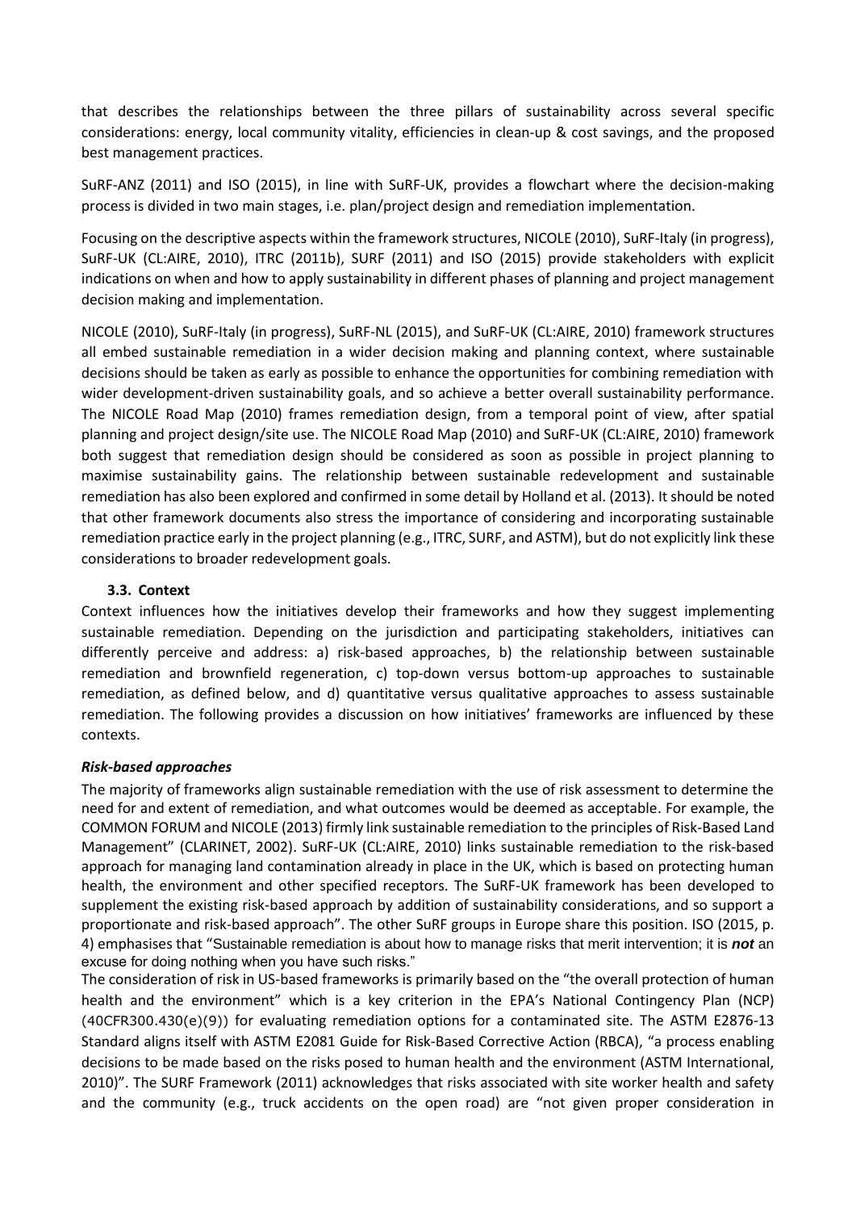that describes the relationships between the three pillars of sustainability across several specific considerations: energy, local community vitality, efficiencies in clean-up & cost savings, and the proposed best management practices.

SuRF-ANZ (2011) and ISO (2015), in line with SuRF-UK, provides a flowchart where the decision-making process is divided in two main stages, i.e. plan/project design and remediation implementation.

Focusing on the descriptive aspects within the framework structures, NICOLE (2010), SuRF-Italy (in progress), SuRF-UK (CL:AIRE, 2010), ITRC (2011b), SURF (2011) and ISO (2015) provide stakeholders with explicit indications on when and how to apply sustainability in different phases of planning and project management decision making and implementation.

NICOLE (2010), SuRF-Italy (in progress), SuRF-NL (2015), and SuRF-UK (CL:AIRE, 2010) framework structures all embed sustainable remediation in a wider decision making and planning context, where sustainable decisions should be taken as early as possible to enhance the opportunities for combining remediation with wider development-driven sustainability goals, and so achieve a better overall sustainability performance. The NICOLE Road Map (2010) frames remediation design, from a temporal point of view, after spatial planning and project design/site use. The NICOLE Road Map (2010) and SuRF-UK (CL:AIRE, 2010) framework both suggest that remediation design should be considered as soon as possible in project planning to maximise sustainability gains. The relationship between sustainable redevelopment and sustainable remediation has also been explored and confirmed in some detail by Holland et al. (2013). It should be noted that other framework documents also stress the importance of considering and incorporating sustainable remediation practice early in the project planning (e.g., ITRC, SURF, and ASTM), but do not explicitly link these considerations to broader redevelopment goals.

### 3.3. Context

Context influences how the initiatives develop their frameworks and how they suggest implementing sustainable remediation. Depending on the jurisdiction and participating stakeholders, initiatives can differently perceive and address: a) risk-based approaches, b) the relationship between sustainable remediation and brownfield regeneration, c) top-down versus bottom-up approaches to sustainable remediation, as defined below, and d) quantitative versus qualitative approaches to assess sustainable remediation. The following provides a discussion on how initiatives' frameworks are influenced by these contexts.

***Risk-based approaches***

The majority of frameworks align sustainable remediation with the use of risk assessment to determine the need for and extent of remediation, and what outcomes would be deemed as acceptable. For example, the COMMON FORUM and NICOLE (2013) firmly link sustainable remediation to the principles of Risk-Based Land Management" (CLARINET, 2002). SuRF-UK (CL:AIRE, 2010) links sustainable remediation to the risk-based approach for managing land contamination already in place in the UK, which is based on protecting human health, the environment and other specified receptors. The SuRF-UK framework has been developed to supplement the existing risk-based approach by addition of sustainability considerations, and so support a proportionate and risk-based approach". The other SuRF groups in Europe share this position. ISO (2015, p. 4) emphasises that "Sustainable remediation is about how to manage risks that merit intervention; it is ***not*** an excuse for doing nothing when you have such risks."

The consideration of risk in US-based frameworks is primarily based on the "the overall protection of human health and the environment" which is a key criterion in the EPA's National Contingency Plan (NCP) (40CFR300.430(e)(9)) for evaluating remediation options for a contaminated site. The ASTM E2876-13 Standard aligns itself with ASTM E2081 Guide for Risk-Based Corrective Action (RBCA), "a process enabling decisions to be made based on the risks posed to human health and the environment (ASTM International, 2010)". The SURF Framework (2011) acknowledges that risks associated with site worker health and safety and the community (e.g., truck accidents on the open road) are "not given proper consideration in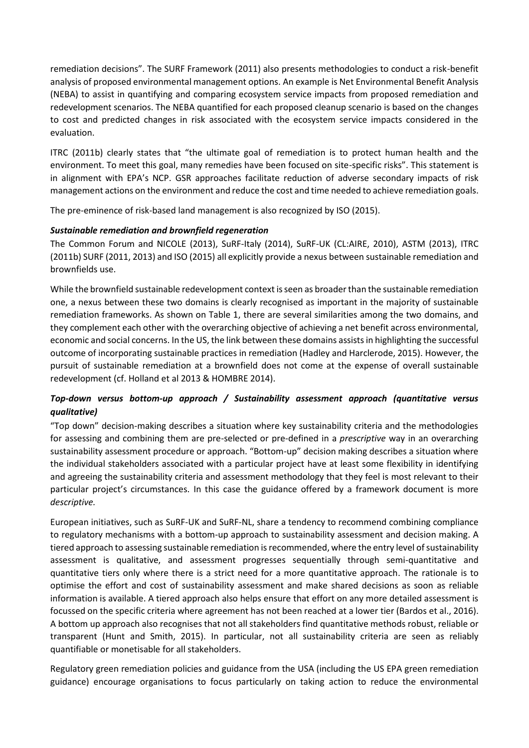remediation decisions". The SURF Framework (2011) also presents methodologies to conduct a risk-benefit analysis of proposed environmental management options. An example is Net Environmental Benefit Analysis (NEBA) to assist in quantifying and comparing ecosystem service impacts from proposed remediation and redevelopment scenarios. The NEBA quantified for each proposed cleanup scenario is based on the changes to cost and predicted changes in risk associated with the ecosystem service impacts considered in the evaluation.

ITRC (2011b) clearly states that "the ultimate goal of remediation is to protect human health and the environment. To meet this goal, many remedies have been focused on site-specific risks". This statement is in alignment with EPA's NCP. GSR approaches facilitate reduction of adverse secondary impacts of risk management actions on the environment and reduce the cost and time needed to achieve remediation goals.

The pre-eminence of risk-based land management is also recognized by ISO (2015).

***Sustainable remediation and brownfield regeneration***

The Common Forum and NICOLE (2013), SuRF-Italy (2014), SuRF-UK (CL:AIRE, 2010), ASTM (2013), ITRC (2011b) SURF (2011, 2013) and ISO (2015) all explicitly provide a nexus between sustainable remediation and brownfields use.

While the brownfield sustainable redevelopment context is seen as broader than the sustainable remediation one, a nexus between these two domains is clearly recognised as important in the majority of sustainable remediation frameworks. As shown on Table 1, there are several similarities among the two domains, and they complement each other with the overarching objective of achieving a net benefit across environmental, economic and social concerns. In the US, the link between these domains assists in highlighting the successful outcome of incorporating sustainable practices in remediation (Hadley and Harclerode, 2015). However, the pursuit of sustainable remediation at a brownfield does not come at the expense of overall sustainable redevelopment (cf. Holland et al 2013 & HOMBRE 2014).

***Top-down versus bottom-up approach / Sustainability assessment approach (quantitative versus qualitative)***

"Top down" decision-making describes a situation where key sustainability criteria and the methodologies for assessing and combining them are pre-selected or pre-defined in a *prescriptive* way in an overarching sustainability assessment procedure or approach. "Bottom-up" decision making describes a situation where the individual stakeholders associated with a particular project have at least some flexibility in identifying and agreeing the sustainability criteria and assessment methodology that they feel is most relevant to their particular project's circumstances. In this case the guidance offered by a framework document is more *descriptive.*

European initiatives, such as SuRF-UK and SuRF-NL, share a tendency to recommend combining compliance to regulatory mechanisms with a bottom-up approach to sustainability assessment and decision making. A tiered approach to assessing sustainable remediation is recommended, where the entry level of sustainability assessment is qualitative, and assessment progresses sequentially through semi-quantitative and quantitative tiers only where there is a strict need for a more quantitative approach. The rationale is to optimise the effort and cost of sustainability assessment and make shared decisions as soon as reliable information is available. A tiered approach also helps ensure that effort on any more detailed assessment is focussed on the specific criteria where agreement has not been reached at a lower tier (Bardos et al., 2016). A bottom up approach also recognises that not all stakeholders find quantitative methods robust, reliable or transparent (Hunt and Smith, 2015). In particular, not all sustainability criteria are seen as reliably quantifiable or monetisable for all stakeholders.

Regulatory green remediation policies and guidance from the USA (including the US EPA green remediation guidance) encourage organisations to focus particularly on taking action to reduce the environmental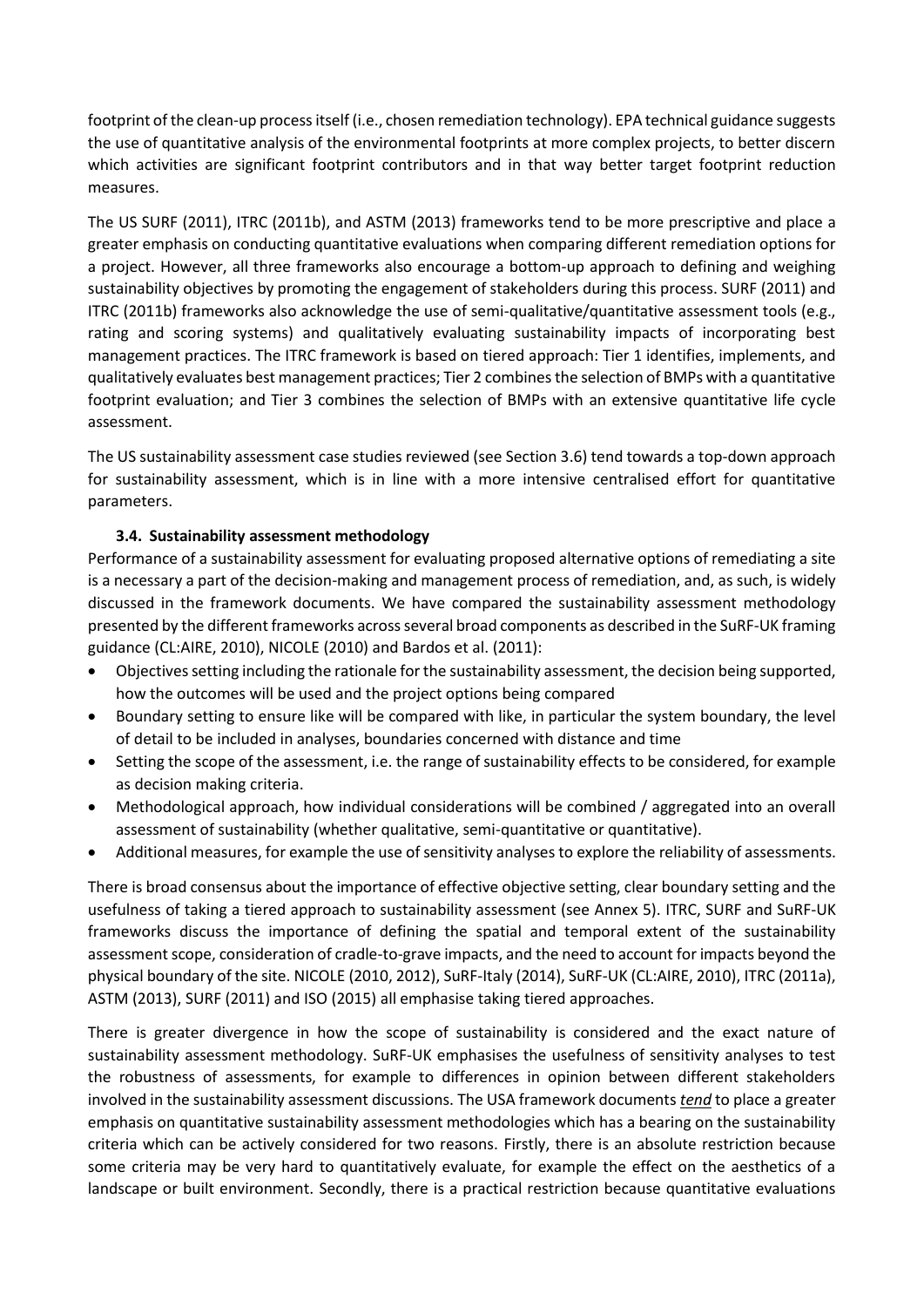footprint of the clean-up process itself (i.e., chosen remediation technology). EPA technical guidance suggests the use of quantitative analysis of the environmental footprints at more complex projects, to better discern which activities are significant footprint contributors and in that way better target footprint reduction measures.

The US SURF (2011), ITRC (2011b), and ASTM (2013) frameworks tend to be more prescriptive and place a greater emphasis on conducting quantitative evaluations when comparing different remediation options for a project. However, all three frameworks also encourage a bottom-up approach to defining and weighing sustainability objectives by promoting the engagement of stakeholders during this process. SURF (2011) and ITRC (2011b) frameworks also acknowledge the use of semi-qualitative/quantitative assessment tools (e.g., rating and scoring systems) and qualitatively evaluating sustainability impacts of incorporating best management practices. The ITRC framework is based on tiered approach: Tier 1 identifies, implements, and qualitatively evaluates best management practices; Tier 2 combines the selection of BMPs with a quantitative footprint evaluation; and Tier 3 combines the selection of BMPs with an extensive quantitative life cycle assessment.

The US sustainability assessment case studies reviewed (see Section 3.6) tend towards a top-down approach for sustainability assessment, which is in line with a more intensive centralised effort for quantitative parameters.

### 3.4. Sustainability assessment methodology

Performance of a sustainability assessment for evaluating proposed alternative options of remediating a site is a necessary a part of the decision-making and management process of remediation, and, as such, is widely discussed in the framework documents. We have compared the sustainability assessment methodology presented by the different frameworks across several broad components as described in the SuRF-UK framing guidance (CL:AIRE, 2010), NICOLE (2010) and Bardos et al. (2011):

- Objectives setting including the rationale for the sustainability assessment, the decision being supported, how the outcomes will be used and the project options being compared
- Boundary setting to ensure like will be compared with like, in particular the system boundary, the level of detail to be included in analyses, boundaries concerned with distance and time
- Setting the scope of the assessment, i.e. the range of sustainability effects to be considered, for example as decision making criteria.
- Methodological approach, how individual considerations will be combined / aggregated into an overall assessment of sustainability (whether qualitative, semi-quantitative or quantitative).
- Additional measures, for example the use of sensitivity analyses to explore the reliability of assessments.

There is broad consensus about the importance of effective objective setting, clear boundary setting and the usefulness of taking a tiered approach to sustainability assessment (see Annex 5). ITRC, SURF and SuRF-UK frameworks discuss the importance of defining the spatial and temporal extent of the sustainability assessment scope, consideration of cradle-to-grave impacts, and the need to account for impacts beyond the physical boundary of the site. NICOLE (2010, 2012), SuRF-Italy (2014), SuRF-UK (CL:AIRE, 2010), ITRC (2011a), ASTM (2013), SURF (2011) and ISO (2015) all emphasise taking tiered approaches.

There is greater divergence in how the scope of sustainability is considered and the exact nature of sustainability assessment methodology. SuRF-UK emphasises the usefulness of sensitivity analyses to test the robustness of assessments, for example to differences in opinion between different stakeholders involved in the sustainability assessment discussions. The USA framework documents ***tend*** to place a greater emphasis on quantitative sustainability assessment methodologies which has a bearing on the sustainability criteria which can be actively considered for two reasons. Firstly, there is an absolute restriction because some criteria may be very hard to quantitatively evaluate, for example the effect on the aesthetics of a landscape or built environment. Secondly, there is a practical restriction because quantitative evaluations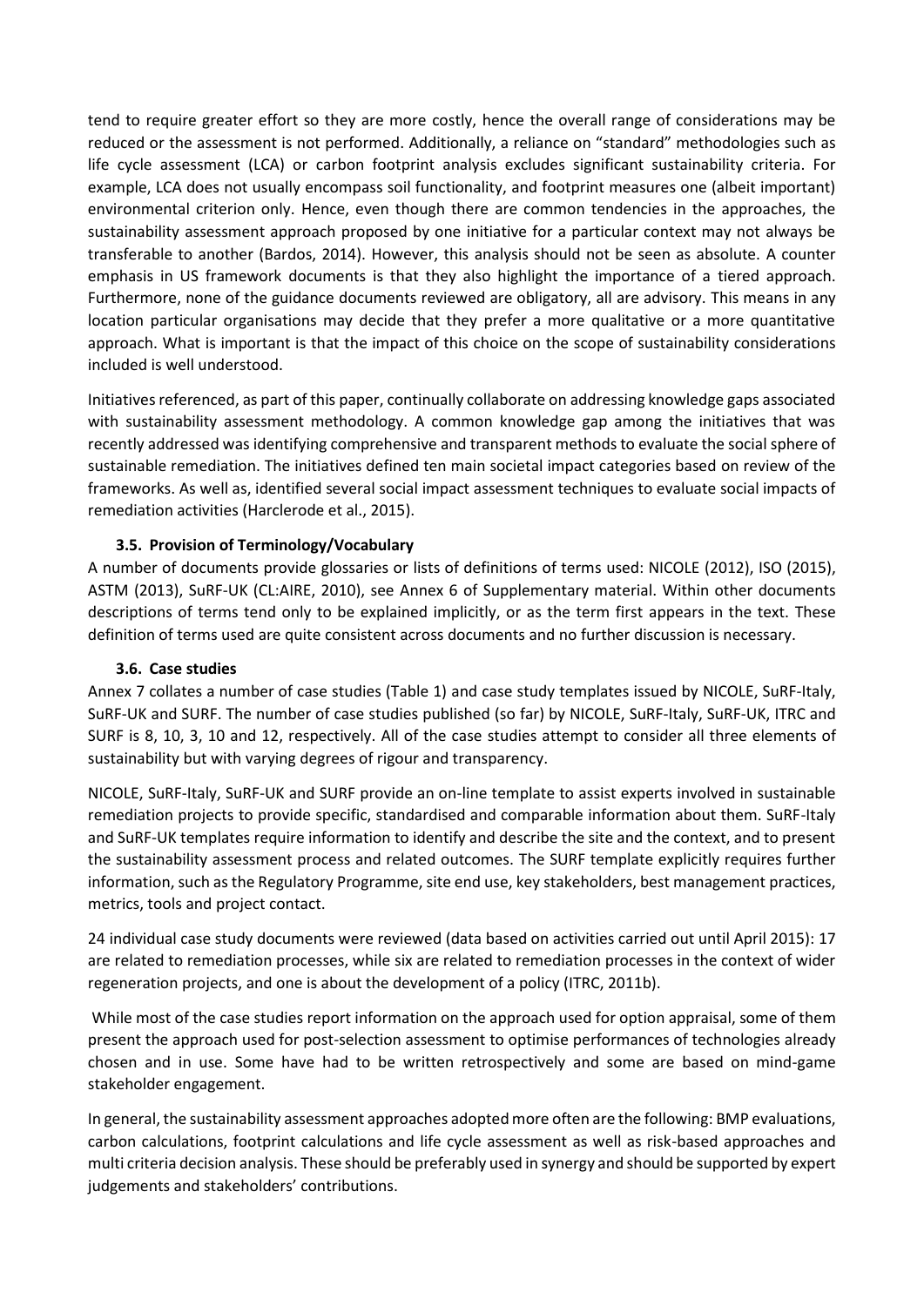tend to require greater effort so they are more costly, hence the overall range of considerations may be reduced or the assessment is not performed. Additionally, a reliance on "standard" methodologies such as life cycle assessment (LCA) or carbon footprint analysis excludes significant sustainability criteria. For example, LCA does not usually encompass soil functionality, and footprint measures one (albeit important) environmental criterion only. Hence, even though there are common tendencies in the approaches, the sustainability assessment approach proposed by one initiative for a particular context may not always be transferable to another (Bardos, 2014). However, this analysis should not be seen as absolute. A counter emphasis in US framework documents is that they also highlight the importance of a tiered approach. Furthermore, none of the guidance documents reviewed are obligatory, all are advisory. This means in any location particular organisations may decide that they prefer a more qualitative or a more quantitative approach. What is important is that the impact of this choice on the scope of sustainability considerations included is well understood.

Initiatives referenced, as part of this paper, continually collaborate on addressing knowledge gaps associated with sustainability assessment methodology. A common knowledge gap among the initiatives that was recently addressed was identifying comprehensive and transparent methods to evaluate the social sphere of sustainable remediation. The initiatives defined ten main societal impact categories based on review of the frameworks. As well as, identified several social impact assessment techniques to evaluate social impacts of remediation activities (Harclerode et al., 2015).

### 3.5. Provision of Terminology/Vocabulary

A number of documents provide glossaries or lists of definitions of terms used: NICOLE (2012), ISO (2015), ASTM (2013), SuRF-UK (CL:AIRE, 2010), see Annex 6 of Supplementary material. Within other documents descriptions of terms tend only to be explained implicitly, or as the term first appears in the text. These definition of terms used are quite consistent across documents and no further discussion is necessary.

### 3.6. Case studies

Annex 7 collates a number of case studies (Table 1) and case study templates issued by NICOLE, SuRF-Italy, SuRF-UK and SURF. The number of case studies published (so far) by NICOLE, SuRF-Italy, SuRF-UK, ITRC and SURF is 8, 10, 3, 10 and 12, respectively. All of the case studies attempt to consider all three elements of sustainability but with varying degrees of rigour and transparency.

NICOLE, SuRF-Italy, SuRF-UK and SURF provide an on-line template to assist experts involved in sustainable remediation projects to provide specific, standardised and comparable information about them. SuRF-Italy and SuRF-UK templates require information to identify and describe the site and the context, and to present the sustainability assessment process and related outcomes. The SURF template explicitly requires further information, such as the Regulatory Programme, site end use, key stakeholders, best management practices, metrics, tools and project contact.

24 individual case study documents were reviewed (data based on activities carried out until April 2015): 17 are related to remediation processes, while six are related to remediation processes in the context of wider regeneration projects, and one is about the development of a policy (ITRC, 2011b).

While most of the case studies report information on the approach used for option appraisal, some of them present the approach used for post-selection assessment to optimise performances of technologies already chosen and in use. Some have had to be written retrospectively and some are based on mind-game stakeholder engagement.

In general, the sustainability assessment approaches adopted more often are the following: BMP evaluations, carbon calculations, footprint calculations and life cycle assessment as well as risk-based approaches and multi criteria decision analysis. These should be preferably used in synergy and should be supported by expert judgements and stakeholders' contributions.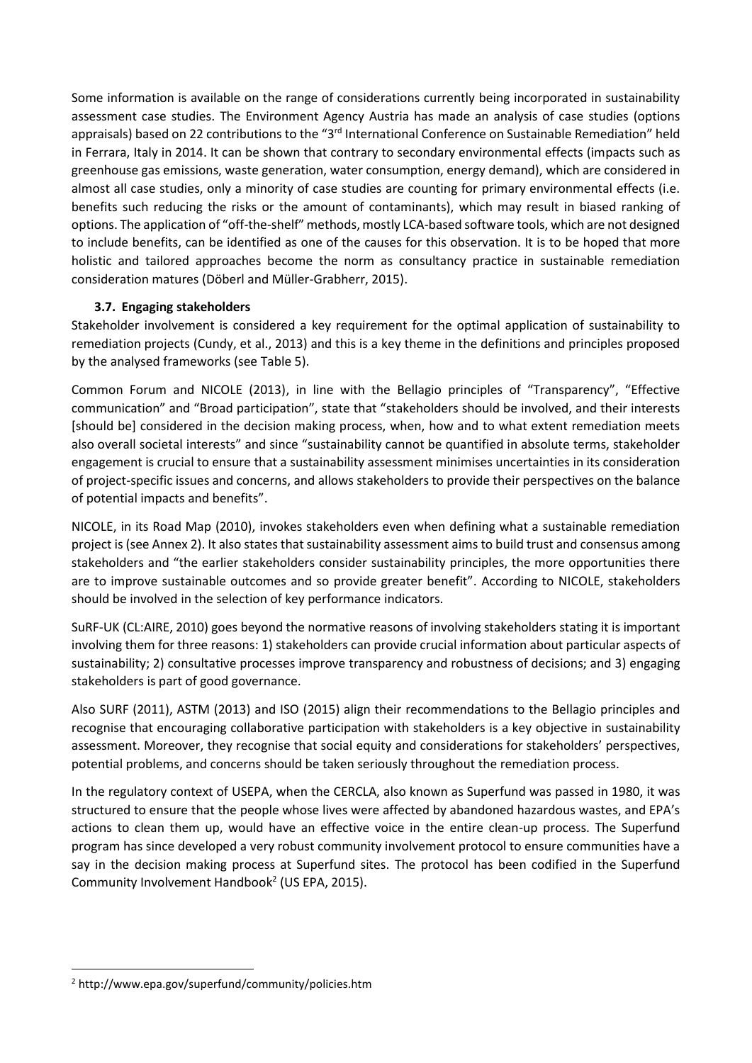Some information is available on the range of considerations currently being incorporated in sustainability assessment case studies. The Environment Agency Austria has made an analysis of case studies (options appraisals) based on 22 contributions to the "3rd International Conference on Sustainable Remediation" held in Ferrara, Italy in 2014. It can be shown that contrary to secondary environmental effects (impacts such as greenhouse gas emissions, waste generation, water consumption, energy demand), which are considered in almost all case studies, only a minority of case studies are counting for primary environmental effects (i.e. benefits such reducing the risks or the amount of contaminants), which may result in biased ranking of options. The application of "off-the-shelf" methods, mostly LCA-based software tools, which are not designed to include benefits, can be identified as one of the causes for this observation. It is to be hoped that more holistic and tailored approaches become the norm as consultancy practice in sustainable remediation consideration matures (Döberl and Müller-Grabherr, 2015).

### 3.7. Engaging stakeholders

Stakeholder involvement is considered a key requirement for the optimal application of sustainability to remediation projects (Cundy, et al., 2013) and this is a key theme in the definitions and principles proposed by the analysed frameworks (see Table 5).

Common Forum and NICOLE (2013), in line with the Bellagio principles of "Transparency", "Effective communication" and "Broad participation", state that "stakeholders should be involved, and their interests [should be] considered in the decision making process, when, how and to what extent remediation meets also overall societal interests" and since "sustainability cannot be quantified in absolute terms, stakeholder engagement is crucial to ensure that a sustainability assessment minimises uncertainties in its consideration of project-specific issues and concerns, and allows stakeholders to provide their perspectives on the balance of potential impacts and benefits".

NICOLE, in its Road Map (2010), invokes stakeholders even when defining what a sustainable remediation project is (see Annex 2). It also states that sustainability assessment aims to build trust and consensus among stakeholders and "the earlier stakeholders consider sustainability principles, the more opportunities there are to improve sustainable outcomes and so provide greater benefit". According to NICOLE, stakeholders should be involved in the selection of key performance indicators.

SuRF-UK (CL:AIRE, 2010) goes beyond the normative reasons of involving stakeholders stating it is important involving them for three reasons: 1) stakeholders can provide crucial information about particular aspects of sustainability; 2) consultative processes improve transparency and robustness of decisions; and 3) engaging stakeholders is part of good governance.

Also SURF (2011), ASTM (2013) and ISO (2015) align their recommendations to the Bellagio principles and recognise that encouraging collaborative participation with stakeholders is a key objective in sustainability assessment. Moreover, they recognise that social equity and considerations for stakeholders' perspectives, potential problems, and concerns should be taken seriously throughout the remediation process.

In the regulatory context of USEPA, when the CERCLA, also known as Superfund was passed in 1980, it was structured to ensure that the people whose lives were affected by abandoned hazardous wastes, and EPA's actions to clean them up, would have an effective voice in the entire clean-up process. The Superfund program has since developed a very robust community involvement protocol to ensure communities have a say in the decision making process at Superfund sites. The protocol has been codified in the Superfund Community Involvement Handbook[2] (US EPA, 2015).

---

[2] http://www.epa.gov/superfund/community/policies.htm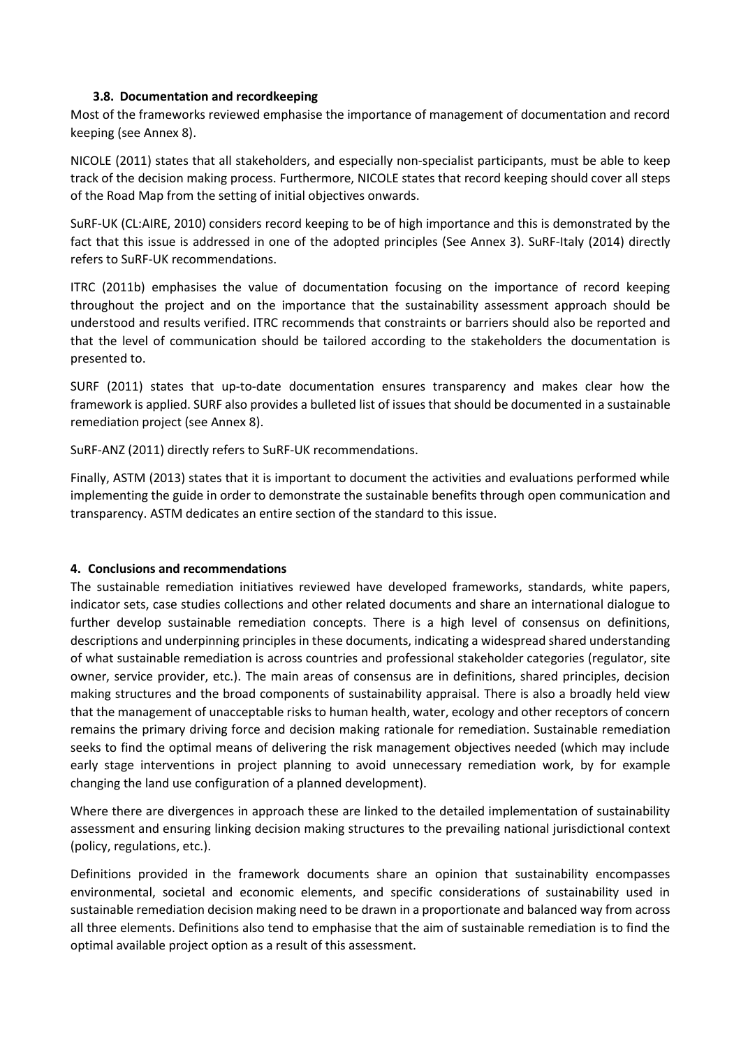### 3.8. Documentation and recordkeeping

Most of the frameworks reviewed emphasise the importance of management of documentation and record keeping (see Annex 8).

NICOLE (2011) states that all stakeholders, and especially non-specialist participants, must be able to keep track of the decision making process. Furthermore, NICOLE states that record keeping should cover all steps of the Road Map from the setting of initial objectives onwards.

SuRF-UK (CL:AIRE, 2010) considers record keeping to be of high importance and this is demonstrated by the fact that this issue is addressed in one of the adopted principles (See Annex 3). SuRF-Italy (2014) directly refers to SuRF-UK recommendations.

ITRC (2011b) emphasises the value of documentation focusing on the importance of record keeping throughout the project and on the importance that the sustainability assessment approach should be understood and results verified. ITRC recommends that constraints or barriers should also be reported and that the level of communication should be tailored according to the stakeholders the documentation is presented to.

SURF (2011) states that up-to-date documentation ensures transparency and makes clear how the framework is applied. SURF also provides a bulleted list of issues that should be documented in a sustainable remediation project (see Annex 8).

SuRF-ANZ (2011) directly refers to SuRF-UK recommendations.

Finally, ASTM (2013) states that it is important to document the activities and evaluations performed while implementing the guide in order to demonstrate the sustainable benefits through open communication and transparency. ASTM dedicates an entire section of the standard to this issue.

## 4. Conclusions and recommendations

The sustainable remediation initiatives reviewed have developed frameworks, standards, white papers, indicator sets, case studies collections and other related documents and share an international dialogue to further develop sustainable remediation concepts. There is a high level of consensus on definitions, descriptions and underpinning principles in these documents, indicating a widespread shared understanding of what sustainable remediation is across countries and professional stakeholder categories (regulator, site owner, service provider, etc.). The main areas of consensus are in definitions, shared principles, decision making structures and the broad components of sustainability appraisal. There is also a broadly held view that the management of unacceptable risks to human health, water, ecology and other receptors of concern remains the primary driving force and decision making rationale for remediation. Sustainable remediation seeks to find the optimal means of delivering the risk management objectives needed (which may include early stage interventions in project planning to avoid unnecessary remediation work, by for example changing the land use configuration of a planned development).

Where there are divergences in approach these are linked to the detailed implementation of sustainability assessment and ensuring linking decision making structures to the prevailing national jurisdictional context (policy, regulations, etc.).

Definitions provided in the framework documents share an opinion that sustainability encompasses environmental, societal and economic elements, and specific considerations of sustainability used in sustainable remediation decision making need to be drawn in a proportionate and balanced way from across all three elements. Definitions also tend to emphasise that the aim of sustainable remediation is to find the optimal available project option as a result of this assessment.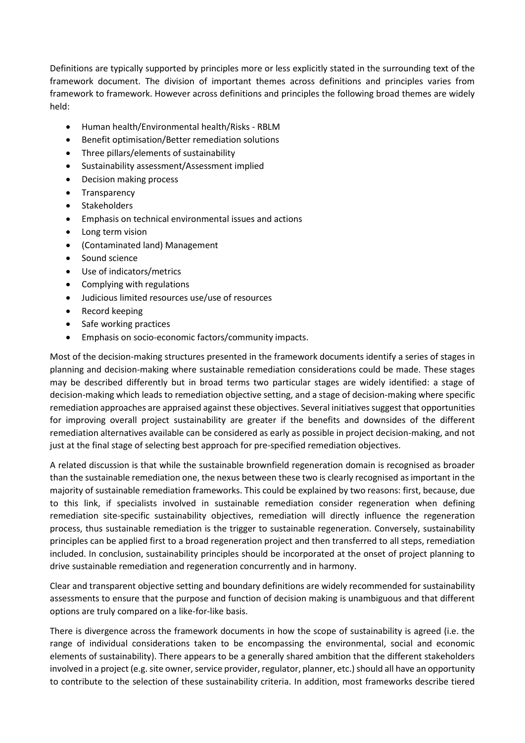Definitions are typically supported by principles more or less explicitly stated in the surrounding text of the framework document. The division of important themes across definitions and principles varies from framework to framework. However across definitions and principles the following broad themes are widely held:

- Human health/Environmental health/Risks - RBLM
- Benefit optimisation/Better remediation solutions
- Three pillars/elements of sustainability
- Sustainability assessment/Assessment implied
- Decision making process
- Transparency
- Stakeholders
- Emphasis on technical environmental issues and actions
- Long term vision
- (Contaminated land) Management
- Sound science
- Use of indicators/metrics
- Complying with regulations
- Judicious limited resources use/use of resources
- Record keeping
- Safe working practices
- Emphasis on socio-economic factors/community impacts.

Most of the decision-making structures presented in the framework documents identify a series of stages in planning and decision-making where sustainable remediation considerations could be made. These stages may be described differently but in broad terms two particular stages are widely identified: a stage of decision-making which leads to remediation objective setting, and a stage of decision-making where specific remediation approaches are appraised against these objectives. Several initiatives suggest that opportunities for improving overall project sustainability are greater if the benefits and downsides of the different remediation alternatives available can be considered as early as possible in project decision-making, and not just at the final stage of selecting best approach for pre-specified remediation objectives.

A related discussion is that while the sustainable brownfield regeneration domain is recognised as broader than the sustainable remediation one, the nexus between these two is clearly recognised as important in the majority of sustainable remediation frameworks. This could be explained by two reasons: first, because, due to this link, if specialists involved in sustainable remediation consider regeneration when defining remediation site-specific sustainability objectives, remediation will directly influence the regeneration process, thus sustainable remediation is the trigger to sustainable regeneration. Conversely, sustainability principles can be applied first to a broad regeneration project and then transferred to all steps, remediation included. In conclusion, sustainability principles should be incorporated at the onset of project planning to drive sustainable remediation and regeneration concurrently and in harmony.

Clear and transparent objective setting and boundary definitions are widely recommended for sustainability assessments to ensure that the purpose and function of decision making is unambiguous and that different options are truly compared on a like-for-like basis.

There is divergence across the framework documents in how the scope of sustainability is agreed (i.e. the range of individual considerations taken to be encompassing the environmental, social and economic elements of sustainability). There appears to be a generally shared ambition that the different stakeholders involved in a project (e.g. site owner, service provider, regulator, planner, etc.) should all have an opportunity to contribute to the selection of these sustainability criteria. In addition, most frameworks describe tiered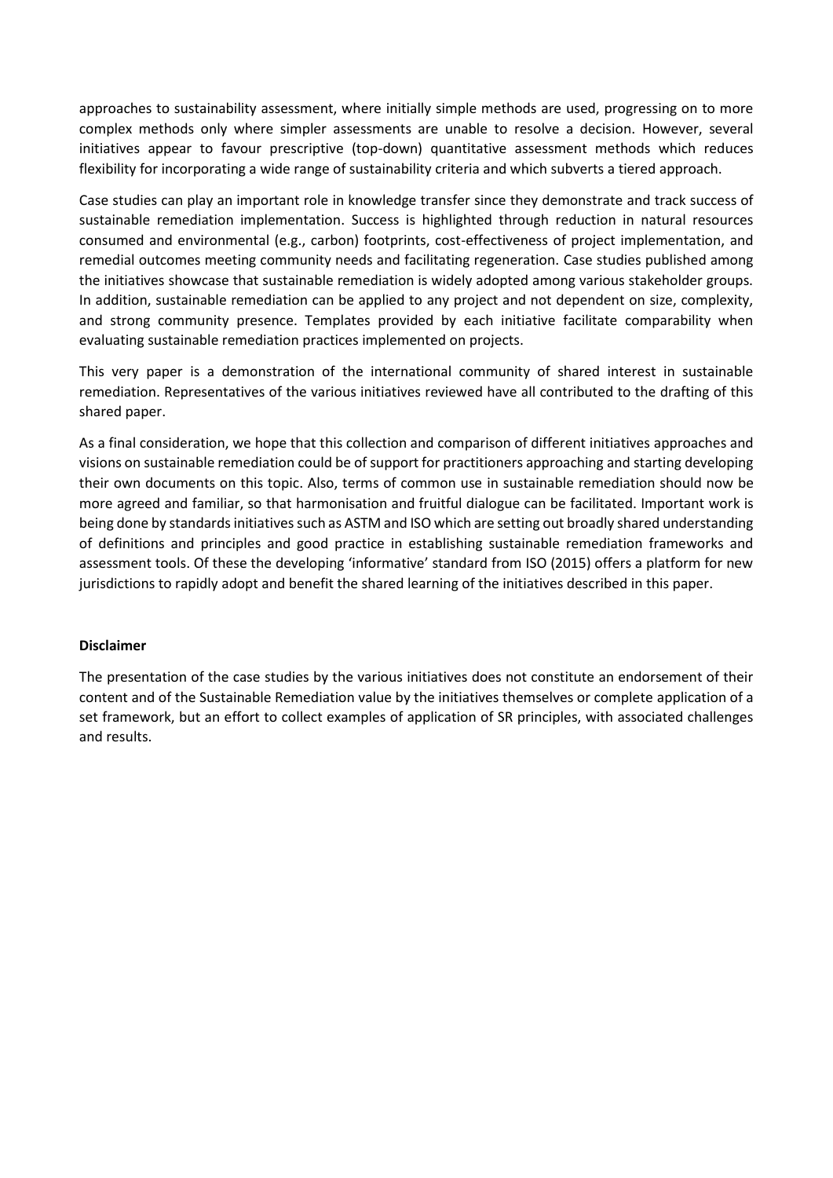approaches to sustainability assessment, where initially simple methods are used, progressing on to more complex methods only where simpler assessments are unable to resolve a decision. However, several initiatives appear to favour prescriptive (top-down) quantitative assessment methods which reduces flexibility for incorporating a wide range of sustainability criteria and which subverts a tiered approach.

Case studies can play an important role in knowledge transfer since they demonstrate and track success of sustainable remediation implementation. Success is highlighted through reduction in natural resources consumed and environmental (e.g., carbon) footprints, cost-effectiveness of project implementation, and remedial outcomes meeting community needs and facilitating regeneration. Case studies published among the initiatives showcase that sustainable remediation is widely adopted among various stakeholder groups. In addition, sustainable remediation can be applied to any project and not dependent on size, complexity, and strong community presence. Templates provided by each initiative facilitate comparability when evaluating sustainable remediation practices implemented on projects.

This very paper is a demonstration of the international community of shared interest in sustainable remediation. Representatives of the various initiatives reviewed have all contributed to the drafting of this shared paper.

As a final consideration, we hope that this collection and comparison of different initiatives approaches and visions on sustainable remediation could be of support for practitioners approaching and starting developing their own documents on this topic. Also, terms of common use in sustainable remediation should now be more agreed and familiar, so that harmonisation and fruitful dialogue can be facilitated. Important work is being done by standards initiatives such as ASTM and ISO which are setting out broadly shared understanding of definitions and principles and good practice in establishing sustainable remediation frameworks and assessment tools. Of these the developing 'informative' standard from ISO (2015) offers a platform for new jurisdictions to rapidly adopt and benefit the shared learning of the initiatives described in this paper.

**Disclaimer**

The presentation of the case studies by the various initiatives does not constitute an endorsement of their content and of the Sustainable Remediation value by the initiatives themselves or complete application of a set framework, but an effort to collect examples of application of SR principles, with associated challenges and results.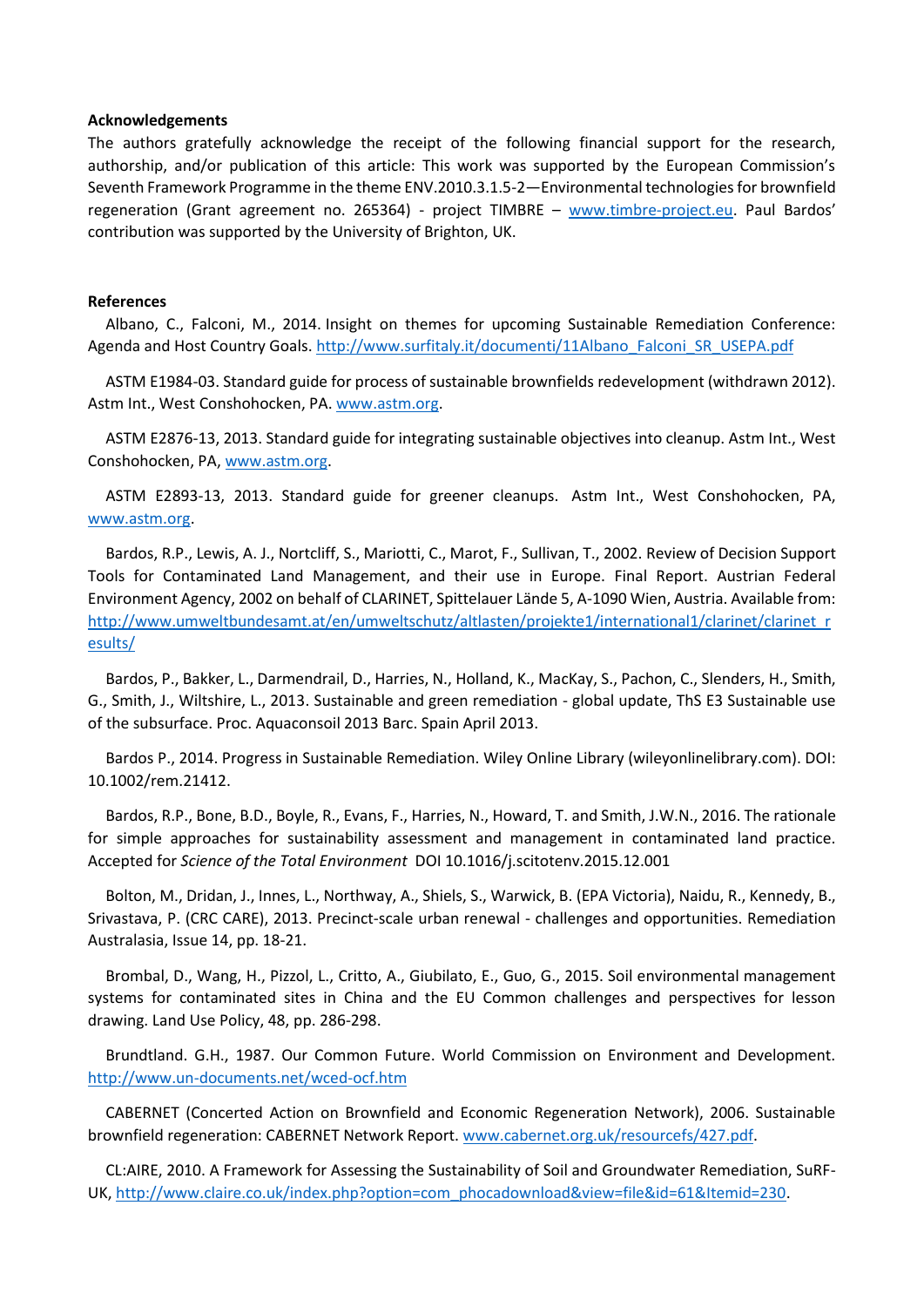**Acknowledgements**

The authors gratefully acknowledge the receipt of the following financial support for the research, authorship, and/or publication of this article: This work was supported by the European Commission's Seventh Framework Programme in the theme ENV.2010.3.1.5-2—Environmental technologies for brownfield regeneration (Grant agreement no. 265364) - project TIMBRE – www.timbre-project.eu. Paul Bardos' contribution was supported by the University of Brighton, UK.

**References**

Albano, C., Falconi, M., 2014. Insight on themes for upcoming Sustainable Remediation Conference: Agenda and Host Country Goals. http://www.surfitaly.it/documenti/11Albano_Falconi_SR_USEPA.pdf

ASTM E1984-03. Standard guide for process of sustainable brownfields redevelopment (withdrawn 2012). Astm Int., West Conshohocken, PA. www.astm.org.

ASTM E2876-13, 2013. Standard guide for integrating sustainable objectives into cleanup. Astm Int., West Conshohocken, PA, www.astm.org.

ASTM E2893-13, 2013. Standard guide for greener cleanups. Astm Int., West Conshohocken, PA, www.astm.org.

Bardos, R.P., Lewis, A. J., Nortcliff, S., Mariotti, C., Marot, F., Sullivan, T., 2002. Review of Decision Support Tools for Contaminated Land Management, and their use in Europe. Final Report. Austrian Federal Environment Agency, 2002 on behalf of CLARINET, Spittelauer Lände 5, A-1090 Wien, Austria. Available from: http://www.umweltbundesamt.at/en/umweltschutz/altlasten/projekte1/international1/clarinet/clarinet_results/

Bardos, P., Bakker, L., Darmendrail, D., Harries, N., Holland, K., MacKay, S., Pachon, C., Slenders, H., Smith, G., Smith, J., Wiltshire, L., 2013. Sustainable and green remediation - global update, ThS E3 Sustainable use of the subsurface. Proc. Aquaconsoil 2013 Barc. Spain April 2013.

Bardos P., 2014. Progress in Sustainable Remediation. Wiley Online Library (wileyonlinelibrary.com). DOI: 10.1002/rem.21412.

Bardos, R.P., Bone, B.D., Boyle, R., Evans, F., Harries, N., Howard, T. and Smith, J.W.N., 2016. The rationale for simple approaches for sustainability assessment and management in contaminated land practice. Accepted for *Science of the Total Environment* DOI 10.1016/j.scitotenv.2015.12.001

Bolton, M., Dridan, J., Innes, L., Northway, A., Shiels, S., Warwick, B. (EPA Victoria), Naidu, R., Kennedy, B., Srivastava, P. (CRC CARE), 2013. Precinct-scale urban renewal - challenges and opportunities. Remediation Australasia, Issue 14, pp. 18-21.

Brombal, D., Wang, H., Pizzol, L., Critto, A., Giubilato, E., Guo, G., 2015. Soil environmental management systems for contaminated sites in China and the EU Common challenges and perspectives for lesson drawing. Land Use Policy, 48, pp. 286-298.

Brundtland. G.H., 1987. Our Common Future. World Commission on Environment and Development. http://www.un-documents.net/wced-ocf.htm

CABERNET (Concerted Action on Brownfield and Economic Regeneration Network), 2006. Sustainable brownfield regeneration: CABERNET Network Report. www.cabernet.org.uk/resourcefs/427.pdf.

CL:AIRE, 2010. A Framework for Assessing the Sustainability of Soil and Groundwater Remediation, SuRF-UK, http://www.claire.co.uk/index.php?option=com_phocadownload&view=file&id=61&Itemid=230.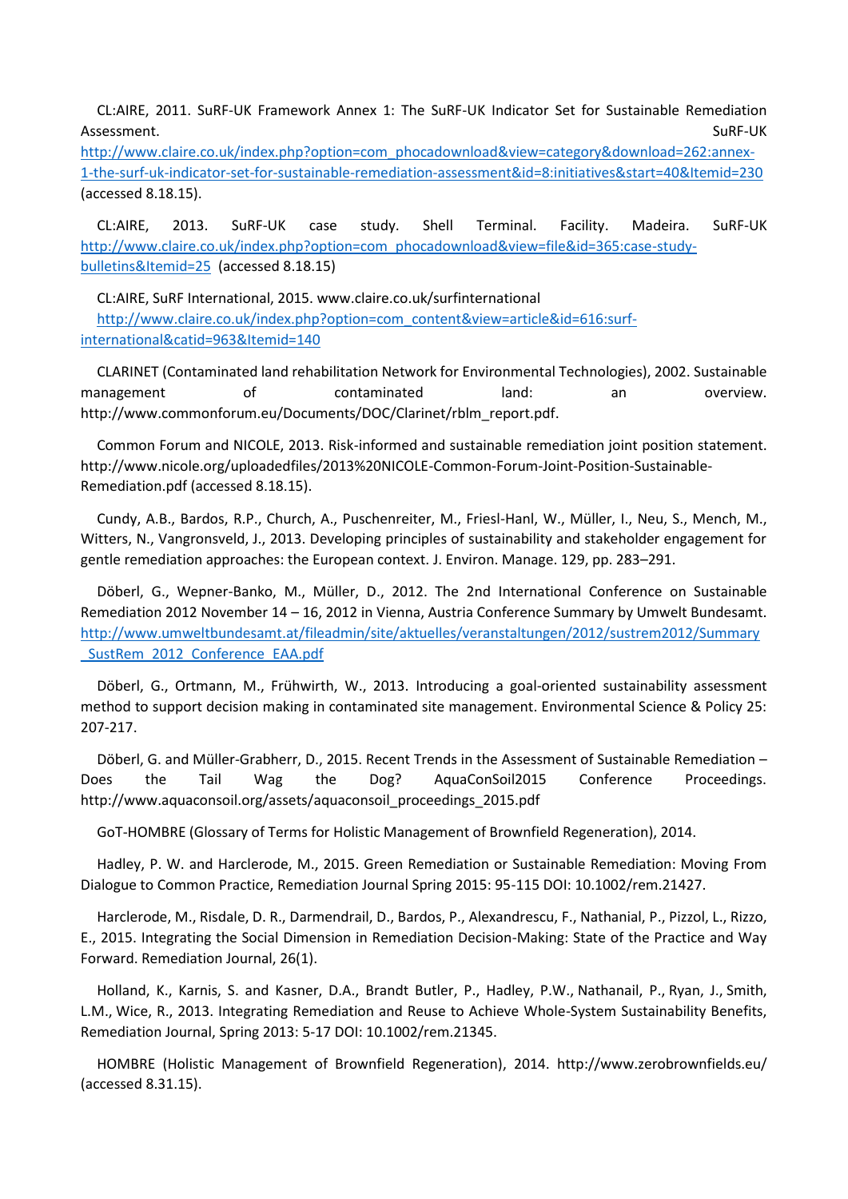CL:AIRE, 2011. SuRF-UK Framework Annex 1: The SuRF-UK Indicator Set for Sustainable Remediation Assessment. SuRF-UK http://www.claire.co.uk/index.php?option=com_phocadownload&view=category&download=262:annex-1-the-surf-uk-indicator-set-for-sustainable-remediation-assessment&id=8:initiatives&start=40&Itemid=230 (accessed 8.18.15).

CL:AIRE, 2013. SuRF-UK case study. Shell Terminal. Facility. Madeira. SuRF-UK http://www.claire.co.uk/index.php?option=com_phocadownload&view=file&id=365:case-study-bulletins&Itemid=25 (accessed 8.18.15)

CL:AIRE, SuRF International, 2015. www.claire.co.uk/surfinternational http://www.claire.co.uk/index.php?option=com_content&view=article&id=616:surf-international&catid=963&Itemid=140

CLARINET (Contaminated land rehabilitation Network for Environmental Technologies), 2002. Sustainable management of contaminated land: an overview. http://www.commonforum.eu/Documents/DOC/Clarinet/rblm_report.pdf.

Common Forum and NICOLE, 2013. Risk-informed and sustainable remediation joint position statement. http://www.nicole.org/uploadedfiles/2013%20NICOLE-Common-Forum-Joint-Position-Sustainable-Remediation.pdf (accessed 8.18.15).

Cundy, A.B., Bardos, R.P., Church, A., Puschenreiter, M., Friesl-Hanl, W., Müller, I., Neu, S., Mench, M., Witters, N., Vangronsveld, J., 2013. Developing principles of sustainability and stakeholder engagement for gentle remediation approaches: the European context. J. Environ. Manage. 129, pp. 283–291.

Döberl, G., Wepner-Banko, M., Müller, D., 2012. The 2nd International Conference on Sustainable Remediation 2012 November 14 – 16, 2012 in Vienna, Austria Conference Summary by Umwelt Bundesamt. http://www.umweltbundesamt.at/fileadmin/site/aktuelles/veranstaltungen/2012/sustrem2012/Summary_SustRem_2012_Conference_EAA.pdf

Döberl, G., Ortmann, M., Frühwirth, W., 2013. Introducing a goal-oriented sustainability assessment method to support decision making in contaminated site management. Environmental Science & Policy 25: 207-217.

Döberl, G. and Müller-Grabherr, D., 2015. Recent Trends in the Assessment of Sustainable Remediation – Does the Tail Wag the Dog? AquaConSoil2015 Conference Proceedings. http://www.aquaconsoil.org/assets/aquaconsoil_proceedings_2015.pdf

GoT-HOMBRE (Glossary of Terms for Holistic Management of Brownfield Regeneration), 2014.

Hadley, P. W. and Harclerode, M., 2015. Green Remediation or Sustainable Remediation: Moving From Dialogue to Common Practice, Remediation Journal Spring 2015: 95-115 DOI: 10.1002/rem.21427.

Harclerode, M., Risdale, D. R., Darmendrail, D., Bardos, P., Alexandrescu, F., Nathanial, P., Pizzol, L., Rizzo, E., 2015. Integrating the Social Dimension in Remediation Decision-Making: State of the Practice and Way Forward. Remediation Journal, 26(1).

Holland, K., Karnis, S. and Kasner, D.A., Brandt Butler, P., Hadley, P.W., Nathanail, P., Ryan, J., Smith, L.M., Wice, R., 2013. Integrating Remediation and Reuse to Achieve Whole-System Sustainability Benefits, Remediation Journal, Spring 2013: 5-17 DOI: 10.1002/rem.21345.

HOMBRE (Holistic Management of Brownfield Regeneration), 2014. http://www.zerobrownfields.eu/ (accessed 8.31.15).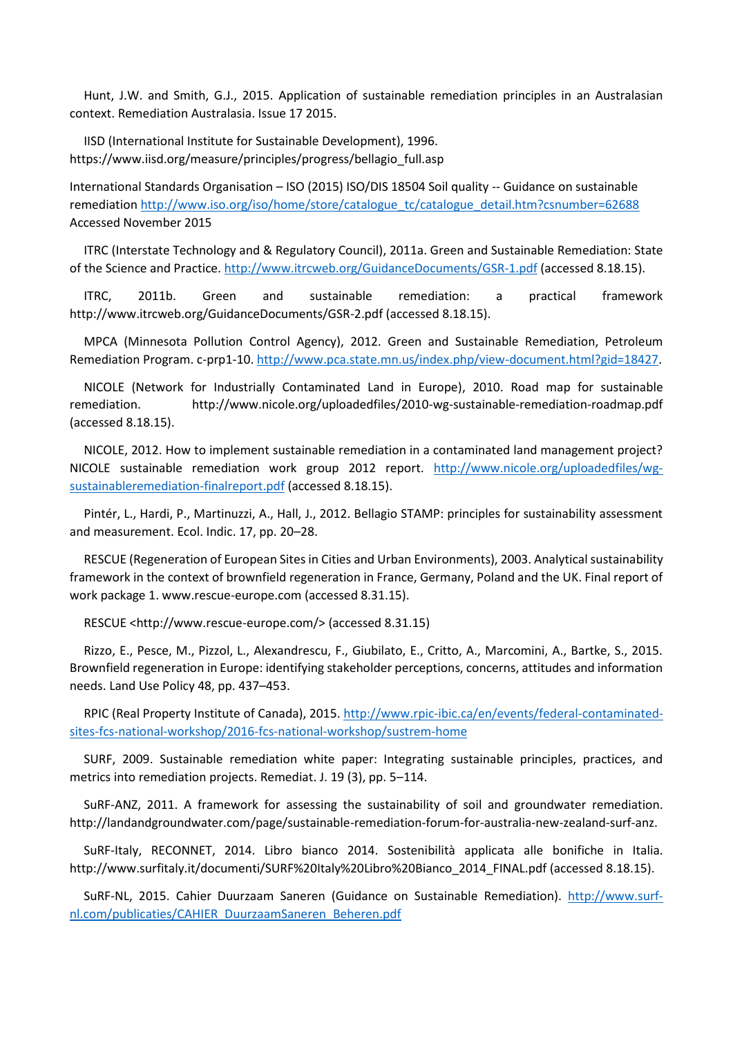Hunt, J.W. and Smith, G.J., 2015. Application of sustainable remediation principles in an Australasian context. Remediation Australasia. Issue 17 2015.

IISD (International Institute for Sustainable Development), 1996. https://www.iisd.org/measure/principles/progress/bellagio_full.asp

International Standards Organisation – ISO (2015) ISO/DIS 18504 Soil quality -- Guidance on sustainable remediation http://www.iso.org/iso/home/store/catalogue_tc/catalogue_detail.htm?csnumber=62688 Accessed November 2015

ITRC (Interstate Technology and & Regulatory Council), 2011a. Green and Sustainable Remediation: State of the Science and Practice. http://www.itrcweb.org/GuidanceDocuments/GSR-1.pdf (accessed 8.18.15).

ITRC, 2011b. Green and sustainable remediation: a practical framework http://www.itrcweb.org/GuidanceDocuments/GSR-2.pdf (accessed 8.18.15).

MPCA (Minnesota Pollution Control Agency), 2012. Green and Sustainable Remediation, Petroleum Remediation Program. c-prp1-10. http://www.pca.state.mn.us/index.php/view-document.html?gid=18427.

NICOLE (Network for Industrially Contaminated Land in Europe), 2010. Road map for sustainable remediation. http://www.nicole.org/uploadedfiles/2010-wg-sustainable-remediation-roadmap.pdf (accessed 8.18.15).

NICOLE, 2012. How to implement sustainable remediation in a contaminated land management project? NICOLE sustainable remediation work group 2012 report. http://www.nicole.org/uploadedfiles/wg-sustainableremediation-finalreport.pdf (accessed 8.18.15).

Pintér, L., Hardi, P., Martinuzzi, A., Hall, J., 2012. Bellagio STAMP: principles for sustainability assessment and measurement. Ecol. Indic. 17, pp. 20–28.

RESCUE (Regeneration of European Sites in Cities and Urban Environments), 2003. Analytical sustainability framework in the context of brownfield regeneration in France, Germany, Poland and the UK. Final report of work package 1. www.rescue-europe.com (accessed 8.31.15).

RESCUE <http://www.rescue-europe.com/> (accessed 8.31.15)

Rizzo, E., Pesce, M., Pizzol, L., Alexandrescu, F., Giubilato, E., Critto, A., Marcomini, A., Bartke, S., 2015. Brownfield regeneration in Europe: identifying stakeholder perceptions, concerns, attitudes and information needs. Land Use Policy 48, pp. 437–453.

RPIC (Real Property Institute of Canada), 2015. http://www.rpic-ibic.ca/en/events/federal-contaminated-sites-fcs-national-workshop/2016-fcs-national-workshop/sustrem-home

SURF, 2009. Sustainable remediation white paper: Integrating sustainable principles, practices, and metrics into remediation projects. Remediat. J. 19 (3), pp. 5–114.

SuRF-ANZ, 2011. A framework for assessing the sustainability of soil and groundwater remediation. http://landandgroundwater.com/page/sustainable-remediation-forum-for-australia-new-zealand-surf-anz.

SuRF-Italy, RECONNET, 2014. Libro bianco 2014. Sostenibilità applicata alle bonifiche in Italia. http://www.surfitaly.it/documenti/SURF%20Italy%20Libro%20Bianco_2014_FINAL.pdf (accessed 8.18.15).

SuRF-NL, 2015. Cahier Duurzaam Saneren (Guidance on Sustainable Remediation). http://www.surf-nl.com/publicaties/CAHIER_DuurzaamSaneren_Beheren.pdf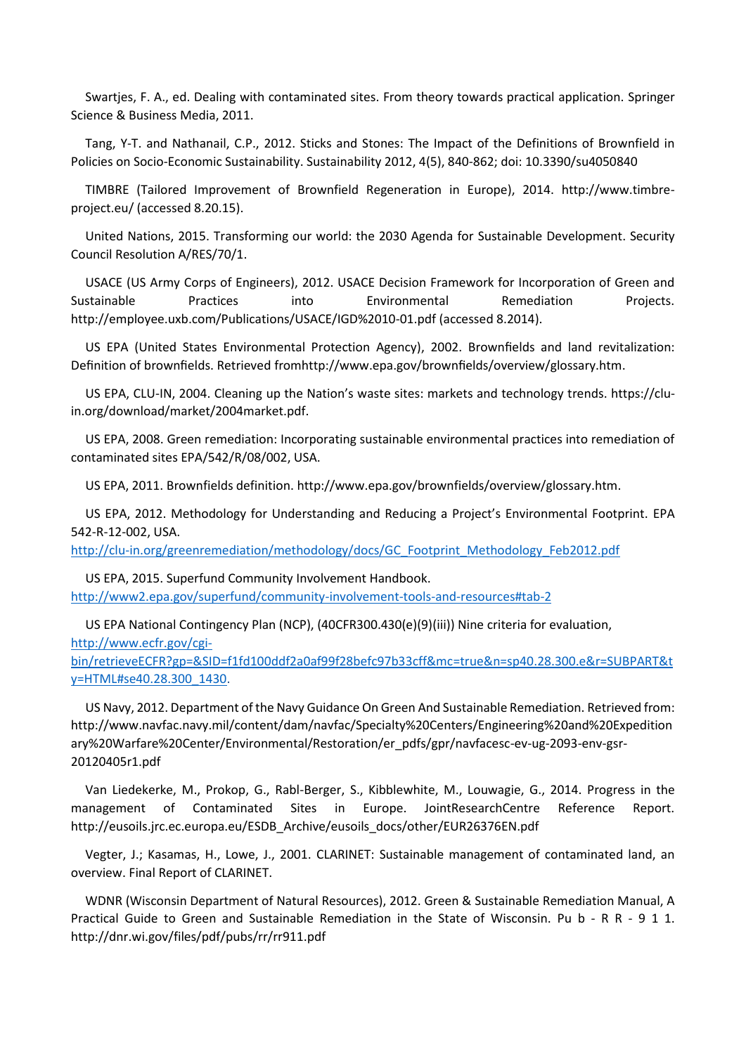Swartjes, F. A., ed. Dealing with contaminated sites. From theory towards practical application. Springer Science & Business Media, 2011.

Tang, Y-T. and Nathanail, C.P., 2012. Sticks and Stones: The Impact of the Definitions of Brownfield in Policies on Socio-Economic Sustainability. Sustainability 2012, 4(5), 840-862; doi: 10.3390/su4050840

TIMBRE (Tailored Improvement of Brownfield Regeneration in Europe), 2014. http://www.timbre-project.eu/ (accessed 8.20.15).

United Nations, 2015. Transforming our world: the 2030 Agenda for Sustainable Development. Security Council Resolution A/RES/70/1.

USACE (US Army Corps of Engineers), 2012. USACE Decision Framework for Incorporation of Green and Sustainable Practices into Environmental Remediation Projects. http://employee.uxb.com/Publications/USACE/IGD%2010-01.pdf (accessed 8.2014).

US EPA (United States Environmental Protection Agency), 2002. Brownfields and land revitalization: Definition of brownfields. Retrieved fromhttp://www.epa.gov/brownfields/overview/glossary.htm.

US EPA, CLU-IN, 2004. Cleaning up the Nation's waste sites: markets and technology trends. https://clu-in.org/download/market/2004market.pdf.

US EPA, 2008. Green remediation: Incorporating sustainable environmental practices into remediation of contaminated sites EPA/542/R/08/002, USA.

US EPA, 2011. Brownfields definition. http://www.epa.gov/brownfields/overview/glossary.htm.

US EPA, 2012. Methodology for Understanding and Reducing a Project's Environmental Footprint. EPA 542-R-12-002, USA. http://clu-in.org/greenremediation/methodology/docs/GC_Footprint_Methodology_Feb2012.pdf

US EPA, 2015. Superfund Community Involvement Handbook. http://www2.epa.gov/superfund/community-involvement-tools-and-resources#tab-2

US EPA National Contingency Plan (NCP), (40CFR300.430(e)(9)(iii)) Nine criteria for evaluation, http://www.ecfr.gov/cgi-bin/retrieveECFR?gp=&SID=f1fd100ddf2a0af99f28befc97b33cff&mc=true&n=sp40.28.300.e&r=SUBPART&ty=HTML#se40.28.300_1430.

US Navy, 2012. Department of the Navy Guidance On Green And Sustainable Remediation. Retrieved from: http://www.navfac.navy.mil/content/dam/navfac/Specialty%20Centers/Engineering%20and%20Expeditionary%20Warfare%20Center/Environmental/Restoration/er_pdfs/gpr/navfacesc-ev-ug-2093-env-gsr-20120405r1.pdf

Van Liedekerke, M., Prokop, G., Rabl-Berger, S., Kibblewhite, M., Louwagie, G., 2014. Progress in the management of Contaminated Sites in Europe. JointResearchCentre Reference Report. http://eusoils.jrc.ec.europa.eu/ESDB_Archive/eusoils_docs/other/EUR26376EN.pdf

Vegter, J.; Kasamas, H., Lowe, J., 2001. CLARINET: Sustainable management of contaminated land, an overview. Final Report of CLARINET.

WDNR (Wisconsin Department of Natural Resources), 2012. Green & Sustainable Remediation Manual, A Practical Guide to Green and Sustainable Remediation in the State of Wisconsin. Pub-RR-911. http://dnr.wi.gov/files/pdf/pubs/rr/rr911.pdf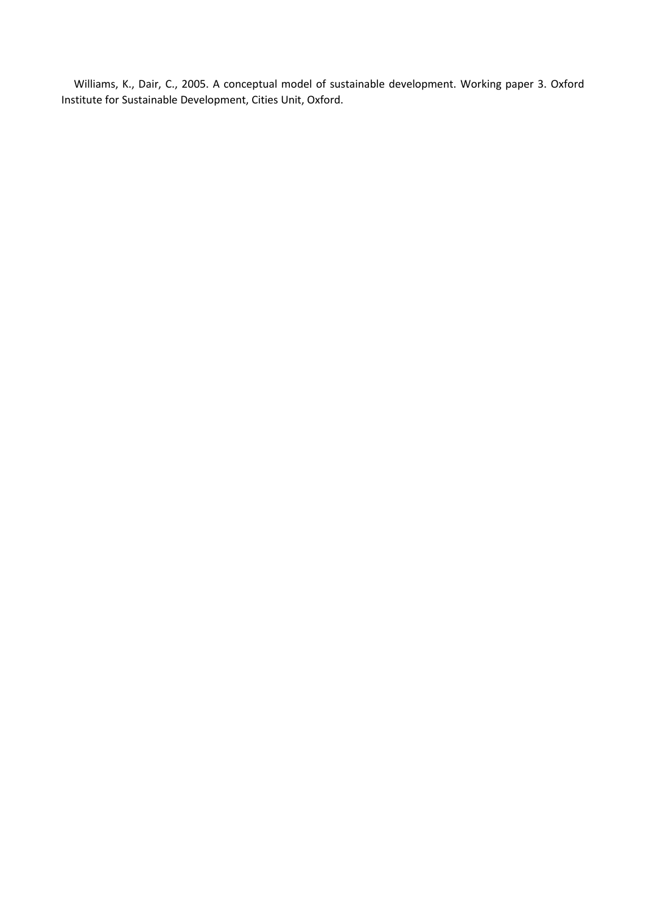Williams, K., Dair, C., 2005. A conceptual model of sustainable development. Working paper 3. Oxford Institute for Sustainable Development, Cities Unit, Oxford.